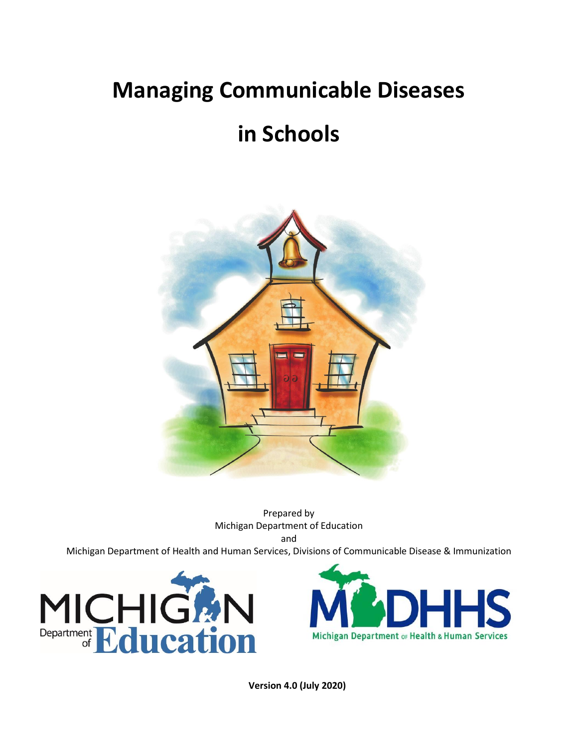# Managing Communicable Diseases

# in Schools

Prepared by
Michigan Department of Education
and
Michigan Department of Health and Human Services, Divisions of Communicable Disease & Immunization

**Version 4.0 (July 2020)**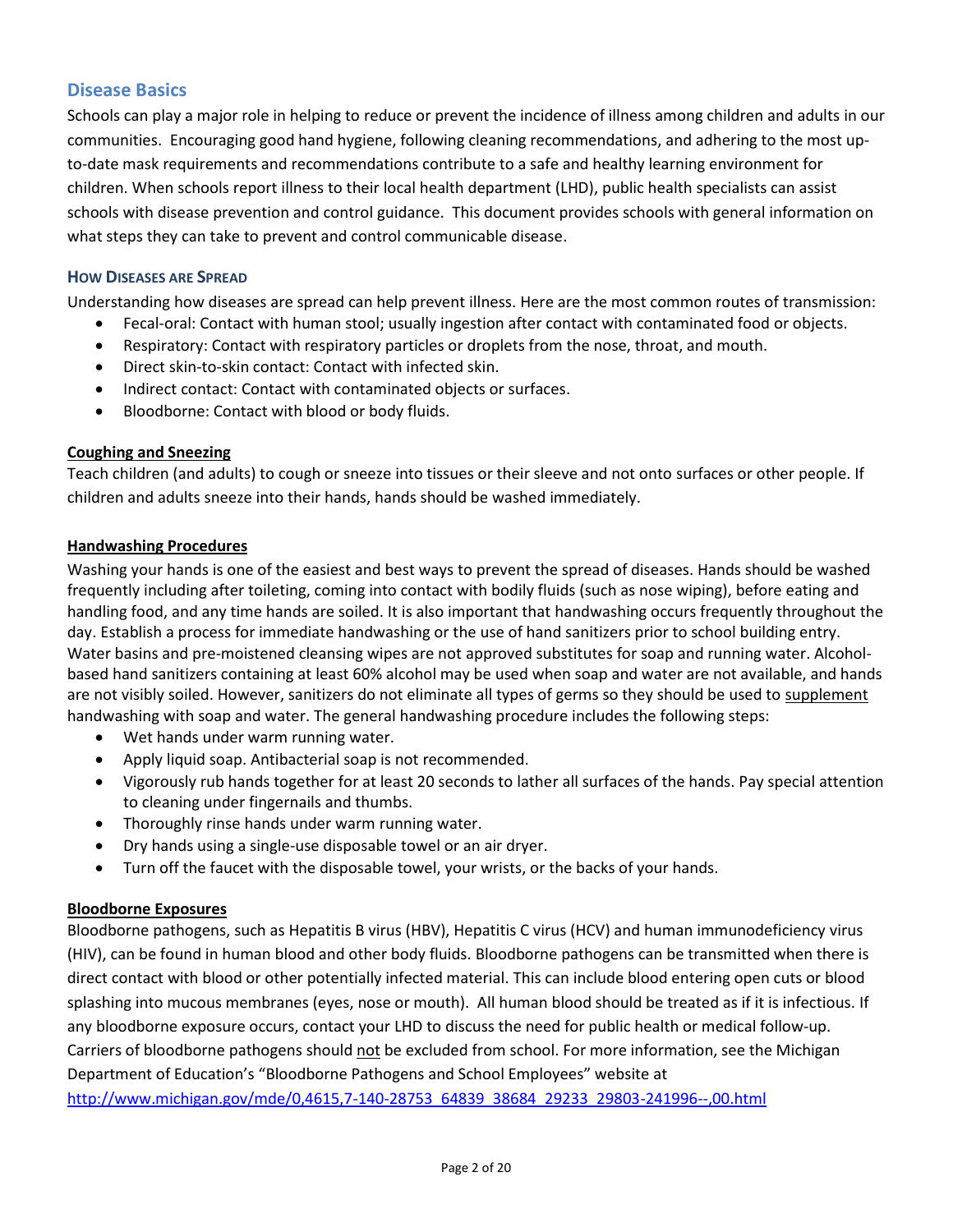## Disease Basics

Schools can play a major role in helping to reduce or prevent the incidence of illness among children and adults in our communities. Encouraging good hand hygiene, following cleaning recommendations, and adhering to the most up-to-date mask requirements and recommendations contribute to a safe and healthy learning environment for children. When schools report illness to their local health department (LHD), public health specialists can assist schools with disease prevention and control guidance. This document provides schools with general information on what steps they can take to prevent and control communicable disease.

### How Diseases are Spread

Understanding how diseases are spread can help prevent illness. Here are the most common routes of transmission:

- Fecal-oral: Contact with human stool; usually ingestion after contact with contaminated food or objects.
- Respiratory: Contact with respiratory particles or droplets from the nose, throat, and mouth.
- Direct skin-to-skin contact: Contact with infected skin.
- Indirect contact: Contact with contaminated objects or surfaces.
- Bloodborne: Contact with blood or body fluids.

#### Coughing and Sneezing

Teach children (and adults) to cough or sneeze into tissues or their sleeve and not onto surfaces or other people. If children and adults sneeze into their hands, hands should be washed immediately.

#### Handwashing Procedures

Washing your hands is one of the easiest and best ways to prevent the spread of diseases. Hands should be washed frequently including after toileting, coming into contact with bodily fluids (such as nose wiping), before eating and handling food, and any time hands are soiled. It is also important that handwashing occurs frequently throughout the day. Establish a process for immediate handwashing or the use of hand sanitizers prior to school building entry. Water basins and pre-moistened cleansing wipes are not approved substitutes for soap and running water. Alcohol-based hand sanitizers containing at least 60% alcohol may be used when soap and water are not available, and hands are not visibly soiled. However, sanitizers do not eliminate all types of germs so they should be used to supplement handwashing with soap and water. The general handwashing procedure includes the following steps:

- Wet hands under warm running water.
- Apply liquid soap. Antibacterial soap is not recommended.
- Vigorously rub hands together for at least 20 seconds to lather all surfaces of the hands. Pay special attention to cleaning under fingernails and thumbs.
- Thoroughly rinse hands under warm running water.
- Dry hands using a single-use disposable towel or an air dryer.
- Turn off the faucet with the disposable towel, your wrists, or the backs of your hands.

#### Bloodborne Exposures

Bloodborne pathogens, such as Hepatitis B virus (HBV), Hepatitis C virus (HCV) and human immunodeficiency virus (HIV), can be found in human blood and other body fluids. Bloodborne pathogens can be transmitted when there is direct contact with blood or other potentially infected material. This can include blood entering open cuts or blood splashing into mucous membranes (eyes, nose or mouth). All human blood should be treated as if it is infectious. If any bloodborne exposure occurs, contact your LHD to discuss the need for public health or medical follow-up. Carriers of bloodborne pathogens should not be excluded from school. For more information, see the Michigan Department of Education's "Bloodborne Pathogens and School Employees" website at http://www.michigan.gov/mde/0,4615,7-140-28753_64839_38684_29233_29803-241996--,00.html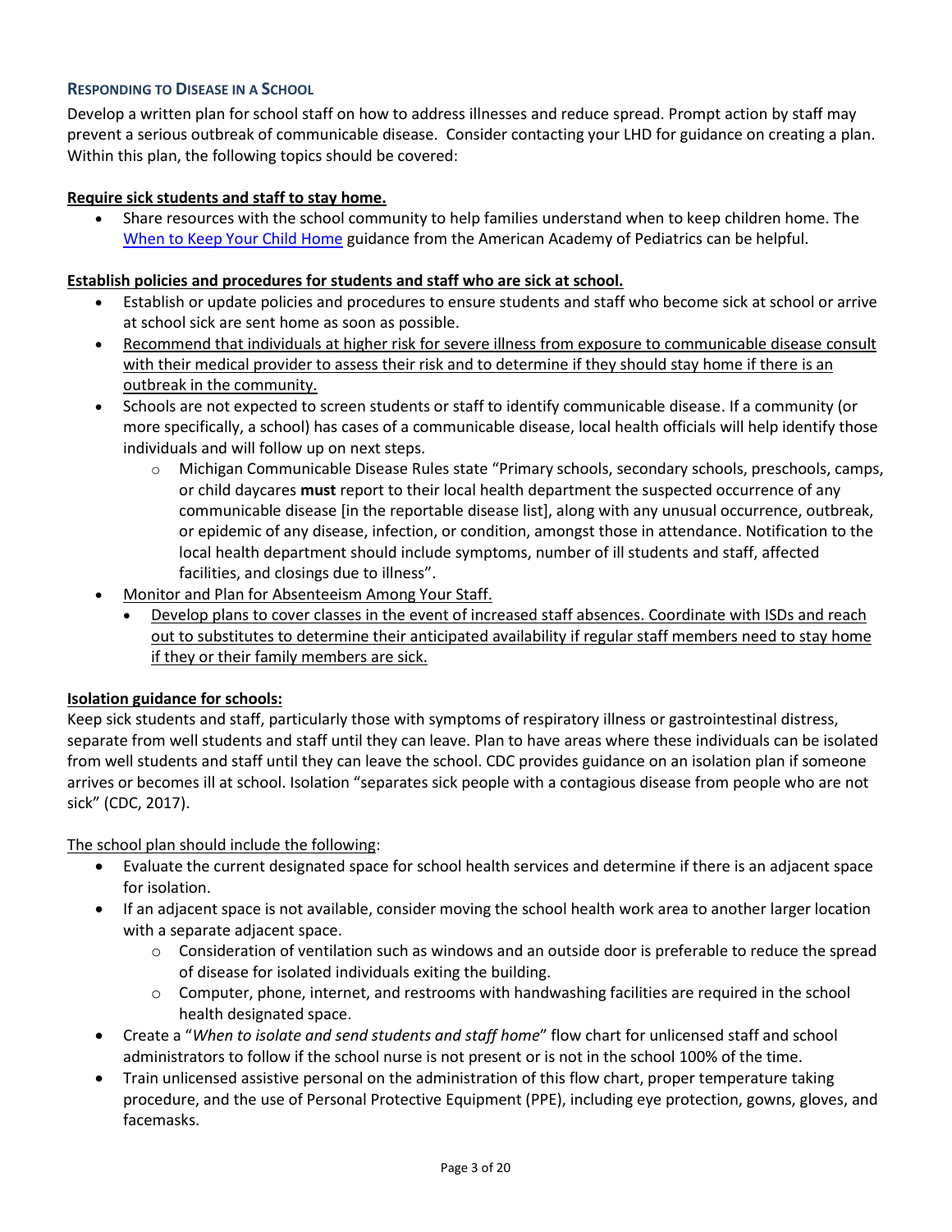## Responding to Disease in a School

Develop a written plan for school staff on how to address illnesses and reduce spread. Prompt action by staff may prevent a serious outbreak of communicable disease. Consider contacting your LHD for guidance on creating a plan. Within this plan, the following topics should be covered:

**<u>Require sick students and staff to stay home.</u>**

- Share resources with the school community to help families understand when to keep children home. The [When to Keep Your Child Home](#) guidance from the American Academy of Pediatrics can be helpful.

**<u>Establish policies and procedures for students and staff who are sick at school.</u>**

- Establish or update policies and procedures to ensure students and staff who become sick at school or arrive at school sick are sent home as soon as possible.
- <u>Recommend that individuals at higher risk for severe illness from exposure to communicable disease consult with their medical provider to assess their risk and to determine if they should stay home if there is an outbreak in the community.</u>
- Schools are not expected to screen students or staff to identify communicable disease. If a community (or more specifically, a school) has cases of a communicable disease, local health officials will help identify those individuals and will follow up on next steps.
  - Michigan Communicable Disease Rules state "Primary schools, secondary schools, preschools, camps, or child daycares **must** report to their local health department the suspected occurrence of any communicable disease [in the reportable disease list], along with any unusual occurrence, outbreak, or epidemic of any disease, infection, or condition, amongst those in attendance. Notification to the local health department should include symptoms, number of ill students and staff, affected facilities, and closings due to illness".
- <u>Monitor and Plan for Absenteeism Among Your Staff.</u>
  - <u>Develop plans to cover classes in the event of increased staff absences. Coordinate with ISDs and reach out to substitutes to determine their anticipated availability if regular staff members need to stay home if they or their family members are sick.</u>

**<u>Isolation guidance for schools:</u>**

Keep sick students and staff, particularly those with symptoms of respiratory illness or gastrointestinal distress, separate from well students and staff until they can leave. Plan to have areas where these individuals can be isolated from well students and staff until they can leave the school. CDC provides guidance on an isolation plan if someone arrives or becomes ill at school. Isolation "separates sick people with a contagious disease from people who are not sick" (CDC, 2017).

<u>The school plan should include the following</u>:

- Evaluate the current designated space for school health services and determine if there is an adjacent space for isolation.
- If an adjacent space is not available, consider moving the school health work area to another larger location with a separate adjacent space.
  - Consideration of ventilation such as windows and an outside door is preferable to reduce the spread of disease for isolated individuals exiting the building.
  - Computer, phone, internet, and restrooms with handwashing facilities are required in the school health designated space.
- Create a "*When to isolate and send students and staff home*" flow chart for unlicensed staff and school administrators to follow if the school nurse is not present or is not in the school 100% of the time.
- Train unlicensed assistive personal on the administration of this flow chart, proper temperature taking procedure, and the use of Personal Protective Equipment (PPE), including eye protection, gowns, gloves, and facemasks.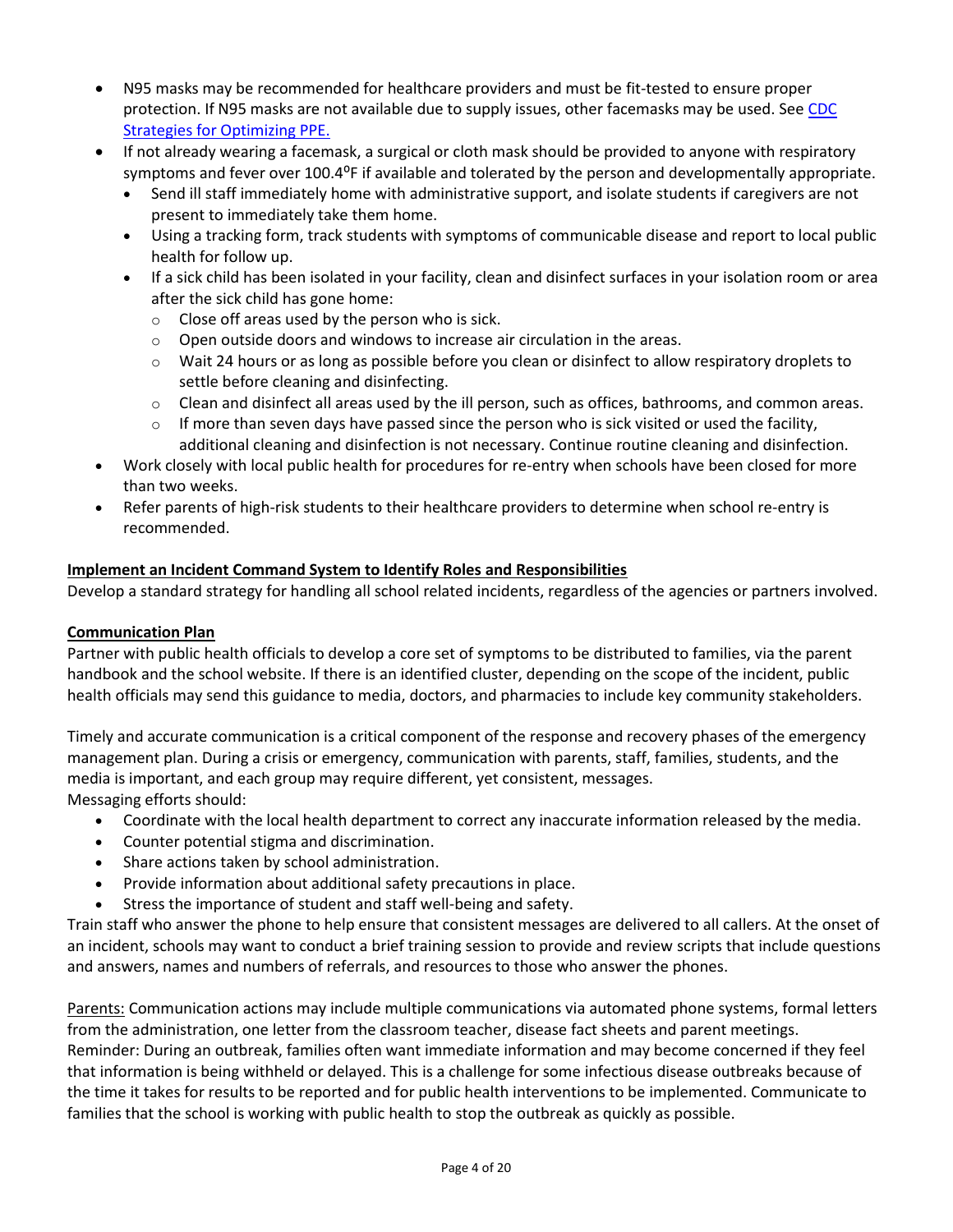- N95 masks may be recommended for healthcare providers and must be fit-tested to ensure proper protection. If N95 masks are not available due to supply issues, other facemasks may be used. See [CDC Strategies for Optimizing PPE.](#)
- If not already wearing a facemask, a surgical or cloth mask should be provided to anyone with respiratory symptoms and fever over 100.4°F if available and tolerated by the person and developmentally appropriate.
  - Send ill staff immediately home with administrative support, and isolate students if caregivers are not present to immediately take them home.
  - Using a tracking form, track students with symptoms of communicable disease and report to local public health for follow up.
  - If a sick child has been isolated in your facility, clean and disinfect surfaces in your isolation room or area after the sick child has gone home:
    - Close off areas used by the person who is sick.
    - Open outside doors and windows to increase air circulation in the areas.
    - Wait 24 hours or as long as possible before you clean or disinfect to allow respiratory droplets to settle before cleaning and disinfecting.
    - Clean and disinfect all areas used by the ill person, such as offices, bathrooms, and common areas.
    - If more than seven days have passed since the person who is sick visited or used the facility, additional cleaning and disinfection is not necessary. Continue routine cleaning and disinfection.
- Work closely with local public health for procedures for re-entry when schools have been closed for more than two weeks.
- Refer parents of high-risk students to their healthcare providers to determine when school re-entry is recommended.

**Implement an Incident Command System to Identify Roles and Responsibilities**

Develop a standard strategy for handling all school related incidents, regardless of the agencies or partners involved.

**Communication Plan**

Partner with public health officials to develop a core set of symptoms to be distributed to families, via the parent handbook and the school website. If there is an identified cluster, depending on the scope of the incident, public health officials may send this guidance to media, doctors, and pharmacies to include key community stakeholders.

Timely and accurate communication is a critical component of the response and recovery phases of the emergency management plan. During a crisis or emergency, communication with parents, staff, families, students, and the media is important, and each group may require different, yet consistent, messages.

Messaging efforts should:

- Coordinate with the local health department to correct any inaccurate information released by the media.
- Counter potential stigma and discrimination.
- Share actions taken by school administration.
- Provide information about additional safety precautions in place.
- Stress the importance of student and staff well-being and safety.

Train staff who answer the phone to help ensure that consistent messages are delivered to all callers. At the onset of an incident, schools may want to conduct a brief training session to provide and review scripts that include questions and answers, names and numbers of referrals, and resources to those who answer the phones.

Parents: Communication actions may include multiple communications via automated phone systems, formal letters from the administration, one letter from the classroom teacher, disease fact sheets and parent meetings. Reminder: During an outbreak, families often want immediate information and may become concerned if they feel that information is being withheld or delayed. This is a challenge for some infectious disease outbreaks because of the time it takes for results to be reported and for public health interventions to be implemented. Communicate to families that the school is working with public health to stop the outbreak as quickly as possible.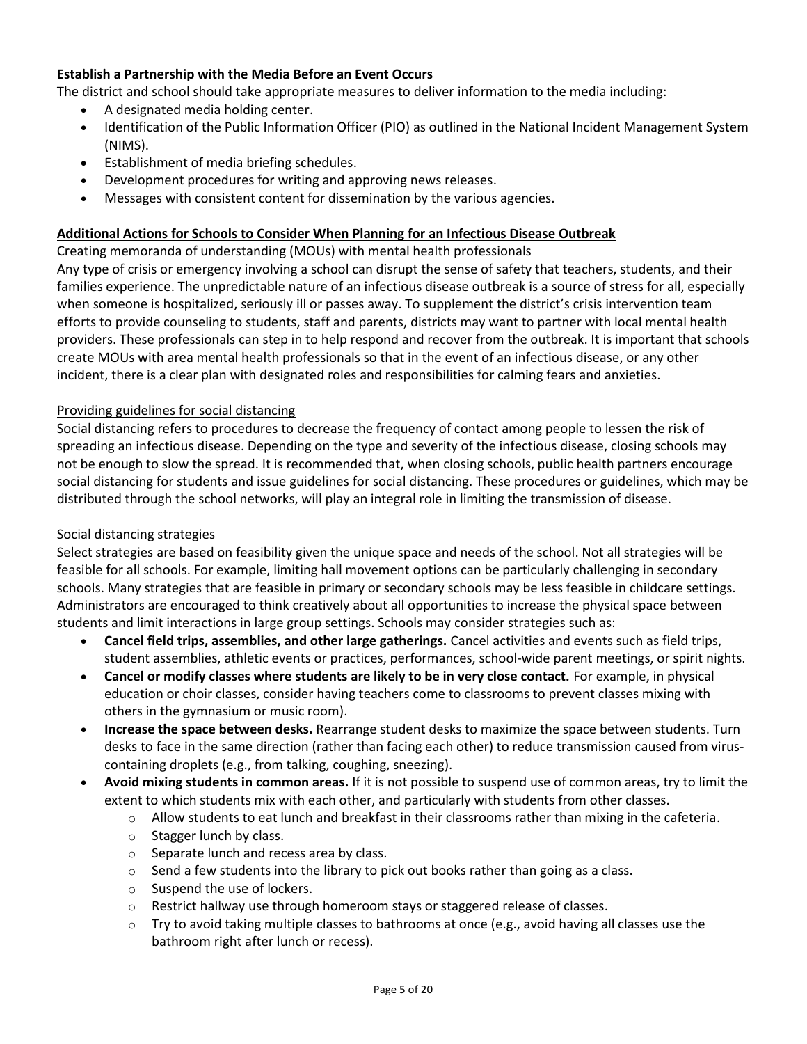## Establish a Partnership with the Media Before an Event Occurs

The district and school should take appropriate measures to deliver information to the media including:

- A designated media holding center.
- Identification of the Public Information Officer (PIO) as outlined in the National Incident Management System (NIMS).
- Establishment of media briefing schedules.
- Development procedures for writing and approving news releases.
- Messages with consistent content for dissemination by the various agencies.

## Additional Actions for Schools to Consider When Planning for an Infectious Disease Outbreak

### Creating memoranda of understanding (MOUs) with mental health professionals

Any type of crisis or emergency involving a school can disrupt the sense of safety that teachers, students, and their families experience. The unpredictable nature of an infectious disease outbreak is a source of stress for all, especially when someone is hospitalized, seriously ill or passes away. To supplement the district's crisis intervention team efforts to provide counseling to students, staff and parents, districts may want to partner with local mental health providers. These professionals can step in to help respond and recover from the outbreak. It is important that schools create MOUs with area mental health professionals so that in the event of an infectious disease, or any other incident, there is a clear plan with designated roles and responsibilities for calming fears and anxieties.

### Providing guidelines for social distancing

Social distancing refers to procedures to decrease the frequency of contact among people to lessen the risk of spreading an infectious disease. Depending on the type and severity of the infectious disease, closing schools may not be enough to slow the spread. It is recommended that, when closing schools, public health partners encourage social distancing for students and issue guidelines for social distancing. These procedures or guidelines, which may be distributed through the school networks, will play an integral role in limiting the transmission of disease.

### Social distancing strategies

Select strategies are based on feasibility given the unique space and needs of the school. Not all strategies will be feasible for all schools. For example, limiting hall movement options can be particularly challenging in secondary schools. Many strategies that are feasible in primary or secondary schools may be less feasible in childcare settings. Administrators are encouraged to think creatively about all opportunities to increase the physical space between students and limit interactions in large group settings. Schools may consider strategies such as:

- **Cancel field trips, assemblies, and other large gatherings.** Cancel activities and events such as field trips, student assemblies, athletic events or practices, performances, school-wide parent meetings, or spirit nights.
- **Cancel or modify classes where students are likely to be in very close contact.** For example, in physical education or choir classes, consider having teachers come to classrooms to prevent classes mixing with others in the gymnasium or music room).
- **Increase the space between desks.** Rearrange student desks to maximize the space between students. Turn desks to face in the same direction (rather than facing each other) to reduce transmission caused from virus-containing droplets (e.g., from talking, coughing, sneezing).
- **Avoid mixing students in common areas.** If it is not possible to suspend use of common areas, try to limit the extent to which students mix with each other, and particularly with students from other classes.
  - Allow students to eat lunch and breakfast in their classrooms rather than mixing in the cafeteria.
  - Stagger lunch by class.
  - Separate lunch and recess area by class.
  - Send a few students into the library to pick out books rather than going as a class.
  - Suspend the use of lockers.
  - Restrict hallway use through homeroom stays or staggered release of classes.
  - Try to avoid taking multiple classes to bathrooms at once (e.g., avoid having all classes use the bathroom right after lunch or recess).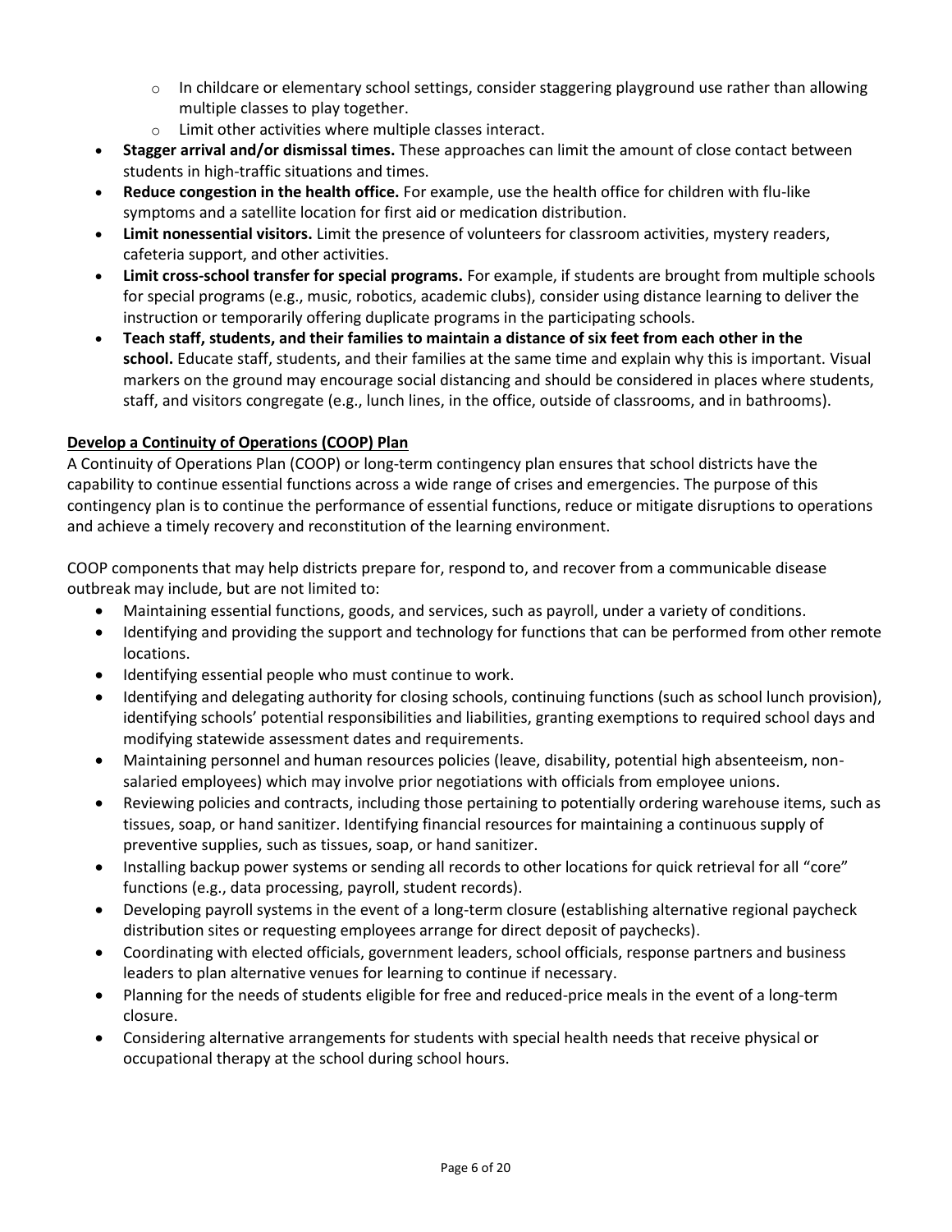- In childcare or elementary school settings, consider staggering playground use rather than allowing multiple classes to play together.
  - Limit other activities where multiple classes interact.
- **Stagger arrival and/or dismissal times.** These approaches can limit the amount of close contact between students in high-traffic situations and times.
- **Reduce congestion in the health office.** For example, use the health office for children with flu-like symptoms and a satellite location for first aid or medication distribution.
- **Limit nonessential visitors.** Limit the presence of volunteers for classroom activities, mystery readers, cafeteria support, and other activities.
- **Limit cross-school transfer for special programs.** For example, if students are brought from multiple schools for special programs (e.g., music, robotics, academic clubs), consider using distance learning to deliver the instruction or temporarily offering duplicate programs in the participating schools.
- **Teach staff, students, and their families to maintain a distance of six feet from each other in the school.** Educate staff, students, and their families at the same time and explain why this is important. Visual markers on the ground may encourage social distancing and should be considered in places where students, staff, and visitors congregate (e.g., lunch lines, in the office, outside of classrooms, and in bathrooms).

**Develop a Continuity of Operations (COOP) Plan**

A Continuity of Operations Plan (COOP) or long-term contingency plan ensures that school districts have the capability to continue essential functions across a wide range of crises and emergencies. The purpose of this contingency plan is to continue the performance of essential functions, reduce or mitigate disruptions to operations and achieve a timely recovery and reconstitution of the learning environment.

COOP components that may help districts prepare for, respond to, and recover from a communicable disease outbreak may include, but are not limited to:

- Maintaining essential functions, goods, and services, such as payroll, under a variety of conditions.
- Identifying and providing the support and technology for functions that can be performed from other remote locations.
- Identifying essential people who must continue to work.
- Identifying and delegating authority for closing schools, continuing functions (such as school lunch provision), identifying schools' potential responsibilities and liabilities, granting exemptions to required school days and modifying statewide assessment dates and requirements.
- Maintaining personnel and human resources policies (leave, disability, potential high absenteeism, non-salaried employees) which may involve prior negotiations with officials from employee unions.
- Reviewing policies and contracts, including those pertaining to potentially ordering warehouse items, such as tissues, soap, or hand sanitizer. Identifying financial resources for maintaining a continuous supply of preventive supplies, such as tissues, soap, or hand sanitizer.
- Installing backup power systems or sending all records to other locations for quick retrieval for all "core" functions (e.g., data processing, payroll, student records).
- Developing payroll systems in the event of a long-term closure (establishing alternative regional paycheck distribution sites or requesting employees arrange for direct deposit of paychecks).
- Coordinating with elected officials, government leaders, school officials, response partners and business leaders to plan alternative venues for learning to continue if necessary.
- Planning for the needs of students eligible for free and reduced-price meals in the event of a long-term closure.
- Considering alternative arrangements for students with special health needs that receive physical or occupational therapy at the school during school hours.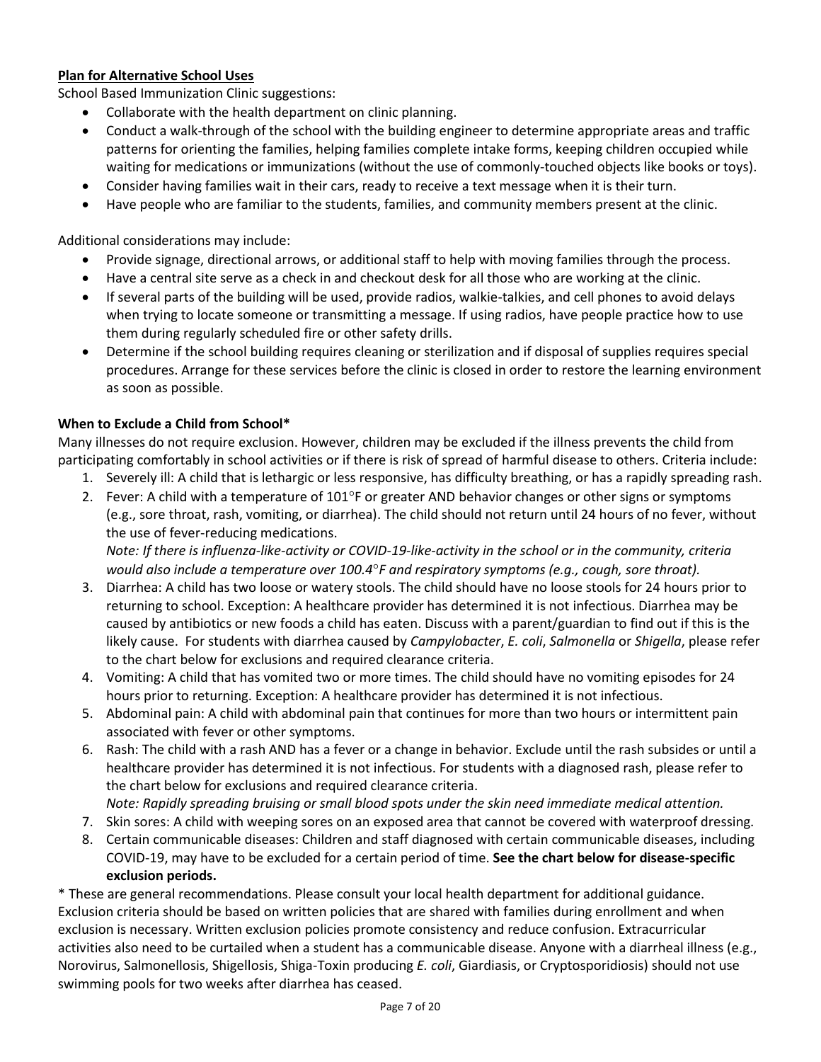## Plan for Alternative School Uses

School Based Immunization Clinic suggestions:

- Collaborate with the health department on clinic planning.
- Conduct a walk-through of the school with the building engineer to determine appropriate areas and traffic patterns for orienting the families, helping families complete intake forms, keeping children occupied while waiting for medications or immunizations (without the use of commonly-touched objects like books or toys).
- Consider having families wait in their cars, ready to receive a text message when it is their turn.
- Have people who are familiar to the students, families, and community members present at the clinic.

Additional considerations may include:

- Provide signage, directional arrows, or additional staff to help with moving families through the process.
- Have a central site serve as a check in and checkout desk for all those who are working at the clinic.
- If several parts of the building will be used, provide radios, walkie-talkies, and cell phones to avoid delays when trying to locate someone or transmitting a message. If using radios, have people practice how to use them during regularly scheduled fire or other safety drills.
- Determine if the school building requires cleaning or sterilization and if disposal of supplies requires special procedures. Arrange for these services before the clinic is closed in order to restore the learning environment as soon as possible.

### When to Exclude a Child from School*

Many illnesses do not require exclusion. However, children may be excluded if the illness prevents the child from participating comfortably in school activities or if there is risk of spread of harmful disease to others. Criteria include:

1. Severely ill: A child that is lethargic or less responsive, has difficulty breathing, or has a rapidly spreading rash.
2. Fever: A child with a temperature of 101°F or greater AND behavior changes or other signs or symptoms (e.g., sore throat, rash, vomiting, or diarrhea). The child should not return until 24 hours of no fever, without the use of fever-reducing medications.
   *Note: If there is influenza-like-activity or COVID-19-like-activity in the school or in the community, criteria would also include a temperature over 100.4°F and respiratory symptoms (e.g., cough, sore throat).*
3. Diarrhea: A child has two loose or watery stools. The child should have no loose stools for 24 hours prior to returning to school. Exception: A healthcare provider has determined it is not infectious. Diarrhea may be caused by antibiotics or new foods a child has eaten. Discuss with a parent/guardian to find out if this is the likely cause. For students with diarrhea caused by *Campylobacter*, *E. coli*, *Salmonella* or *Shigella*, please refer to the chart below for exclusions and required clearance criteria.
4. Vomiting: A child that has vomited two or more times. The child should have no vomiting episodes for 24 hours prior to returning. Exception: A healthcare provider has determined it is not infectious.
5. Abdominal pain: A child with abdominal pain that continues for more than two hours or intermittent pain associated with fever or other symptoms.
6. Rash: The child with a rash AND has a fever or a change in behavior. Exclude until the rash subsides or until a healthcare provider has determined it is not infectious. For students with a diagnosed rash, please refer to the chart below for exclusions and required clearance criteria.
   *Note: Rapidly spreading bruising or small blood spots under the skin need immediate medical attention.*
7. Skin sores: A child with weeping sores on an exposed area that cannot be covered with waterproof dressing.
8. Certain communicable diseases: Children and staff diagnosed with certain communicable diseases, including COVID-19, may have to be excluded for a certain period of time. **See the chart below for disease-specific exclusion periods.**

* These are general recommendations. Please consult your local health department for additional guidance. Exclusion criteria should be based on written policies that are shared with families during enrollment and when exclusion is necessary. Written exclusion policies promote consistency and reduce confusion. Extracurricular activities also need to be curtailed when a student has a communicable disease. Anyone with a diarrheal illness (e.g., Norovirus, Salmonellosis, Shigellosis, Shiga-Toxin producing *E. coli*, Giardiasis, or Cryptosporidiosis) should not use swimming pools for two weeks after diarrhea has ceased.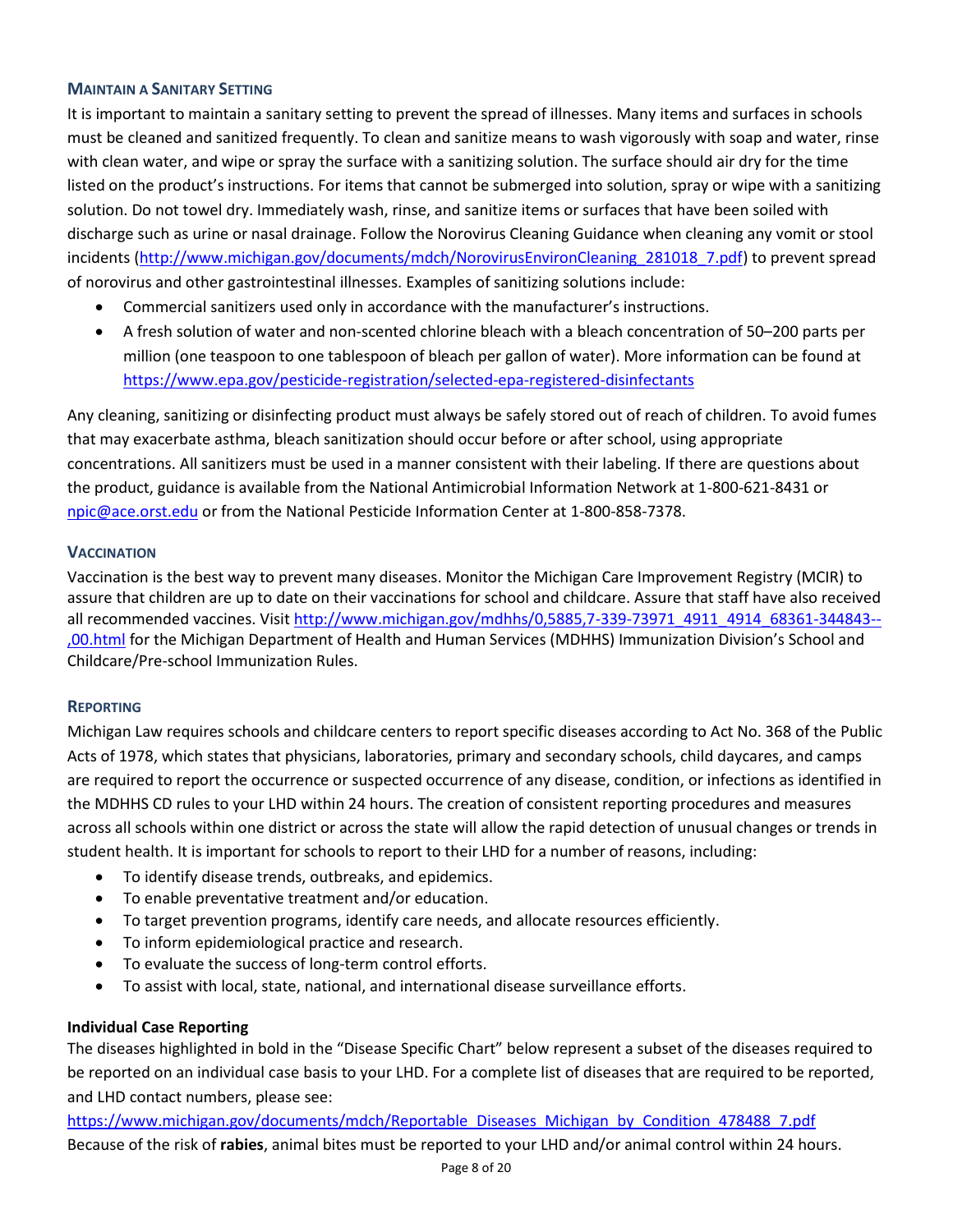### Maintain a Sanitary Setting

It is important to maintain a sanitary setting to prevent the spread of illnesses. Many items and surfaces in schools must be cleaned and sanitized frequently. To clean and sanitize means to wash vigorously with soap and water, rinse with clean water, and wipe or spray the surface with a sanitizing solution. The surface should air dry for the time listed on the product's instructions. For items that cannot be submerged into solution, spray or wipe with a sanitizing solution. Do not towel dry. Immediately wash, rinse, and sanitize items or surfaces that have been soiled with discharge such as urine or nasal drainage. Follow the Norovirus Cleaning Guidance when cleaning any vomit or stool incidents (http://www.michigan.gov/documents/mdch/NorovirusEnvironCleaning_281018_7.pdf) to prevent spread of norovirus and other gastrointestinal illnesses. Examples of sanitizing solutions include:

- Commercial sanitizers used only in accordance with the manufacturer's instructions.
- A fresh solution of water and non-scented chlorine bleach with a bleach concentration of 50–200 parts per million (one teaspoon to one tablespoon of bleach per gallon of water). More information can be found at https://www.epa.gov/pesticide-registration/selected-epa-registered-disinfectants

Any cleaning, sanitizing or disinfecting product must always be safely stored out of reach of children. To avoid fumes that may exacerbate asthma, bleach sanitization should occur before or after school, using appropriate concentrations. All sanitizers must be used in a manner consistent with their labeling. If there are questions about the product, guidance is available from the National Antimicrobial Information Network at 1-800-621-8431 or npic@ace.orst.edu or from the National Pesticide Information Center at 1-800-858-7378.

### Vaccination

Vaccination is the best way to prevent many diseases. Monitor the Michigan Care Improvement Registry (MCIR) to assure that children are up to date on their vaccinations for school and childcare. Assure that staff have also received all recommended vaccines. Visit http://www.michigan.gov/mdhhs/0,5885,7-339-73971_4911_4914_68361-344843--,00.html for the Michigan Department of Health and Human Services (MDHHS) Immunization Division's School and Childcare/Pre-school Immunization Rules.

### Reporting

Michigan Law requires schools and childcare centers to report specific diseases according to Act No. 368 of the Public Acts of 1978, which states that physicians, laboratories, primary and secondary schools, child daycares, and camps are required to report the occurrence or suspected occurrence of any disease, condition, or infections as identified in the MDHHS CD rules to your LHD within 24 hours. The creation of consistent reporting procedures and measures across all schools within one district or across the state will allow the rapid detection of unusual changes or trends in student health. It is important for schools to report to their LHD for a number of reasons, including:

- To identify disease trends, outbreaks, and epidemics.
- To enable preventative treatment and/or education.
- To target prevention programs, identify care needs, and allocate resources efficiently.
- To inform epidemiological practice and research.
- To evaluate the success of long-term control efforts.
- To assist with local, state, national, and international disease surveillance efforts.

**Individual Case Reporting**

The diseases highlighted in bold in the "Disease Specific Chart" below represent a subset of the diseases required to be reported on an individual case basis to your LHD. For a complete list of diseases that are required to be reported, and LHD contact numbers, please see:

https://www.michigan.gov/documents/mdch/Reportable_Diseases_Michigan_by_Condition_478488_7.pdf

Because of the risk of **rabies**, animal bites must be reported to your LHD and/or animal control within 24 hours.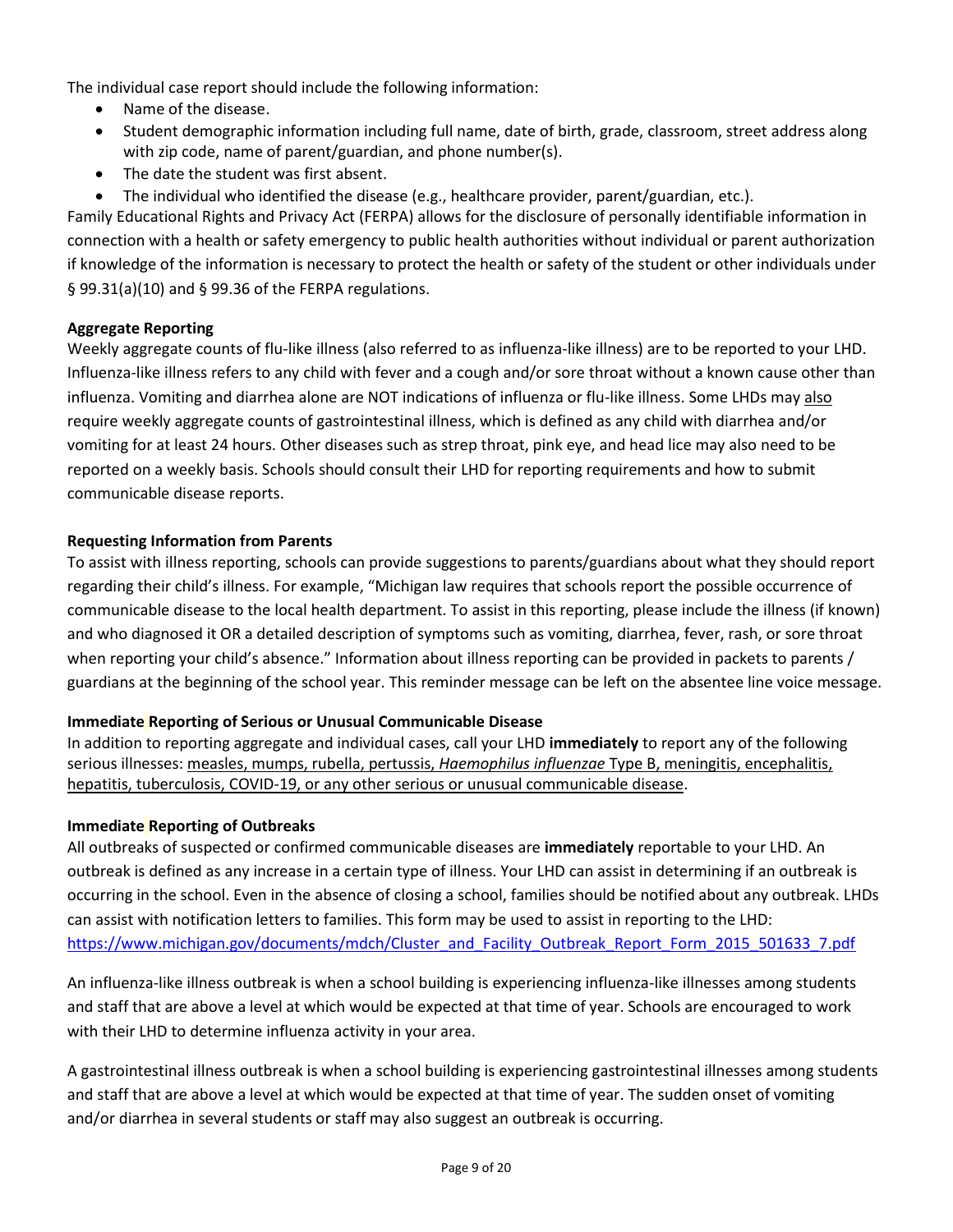The individual case report should include the following information:

- Name of the disease.
- Student demographic information including full name, date of birth, grade, classroom, street address along with zip code, name of parent/guardian, and phone number(s).
- The date the student was first absent.
- The individual who identified the disease (e.g., healthcare provider, parent/guardian, etc.).

Family Educational Rights and Privacy Act (FERPA) allows for the disclosure of personally identifiable information in connection with a health or safety emergency to public health authorities without individual or parent authorization if knowledge of the information is necessary to protect the health or safety of the student or other individuals under § 99.31(a)(10) and § 99.36 of the FERPA regulations.

**Aggregate Reporting**

Weekly aggregate counts of flu-like illness (also referred to as influenza-like illness) are to be reported to your LHD. Influenza-like illness refers to any child with fever and a cough and/or sore throat without a known cause other than influenza. Vomiting and diarrhea alone are NOT indications of influenza or flu-like illness. Some LHDs may also require weekly aggregate counts of gastrointestinal illness, which is defined as any child with diarrhea and/or vomiting for at least 24 hours. Other diseases such as strep throat, pink eye, and head lice may also need to be reported on a weekly basis. Schools should consult their LHD for reporting requirements and how to submit communicable disease reports.

**Requesting Information from Parents**

To assist with illness reporting, schools can provide suggestions to parents/guardians about what they should report regarding their child's illness. For example, "Michigan law requires that schools report the possible occurrence of communicable disease to the local health department. To assist in this reporting, please include the illness (if known) and who diagnosed it OR a detailed description of symptoms such as vomiting, diarrhea, fever, rash, or sore throat when reporting your child's absence." Information about illness reporting can be provided in packets to parents / guardians at the beginning of the school year. This reminder message can be left on the absentee line voice message.

**Immediate Reporting of Serious or Unusual Communicable Disease**

In addition to reporting aggregate and individual cases, call your LHD **immediately** to report any of the following serious illnesses: measles, mumps, rubella, pertussis, *Haemophilus influenzae* Type B, meningitis, encephalitis, hepatitis, tuberculosis, COVID-19, or any other serious or unusual communicable disease.

**Immediate Reporting of Outbreaks**

All outbreaks of suspected or confirmed communicable diseases are **immediately** reportable to your LHD. An outbreak is defined as any increase in a certain type of illness. Your LHD can assist in determining if an outbreak is occurring in the school. Even in the absence of closing a school, families should be notified about any outbreak. LHDs can assist with notification letters to families. This form may be used to assist in reporting to the LHD: https://www.michigan.gov/documents/mdch/Cluster_and_Facility_Outbreak_Report_Form_2015_501633_7.pdf

An influenza-like illness outbreak is when a school building is experiencing influenza-like illnesses among students and staff that are above a level at which would be expected at that time of year. Schools are encouraged to work with their LHD to determine influenza activity in your area.

A gastrointestinal illness outbreak is when a school building is experiencing gastrointestinal illnesses among students and staff that are above a level at which would be expected at that time of year. The sudden onset of vomiting and/or diarrhea in several students or staff may also suggest an outbreak is occurring.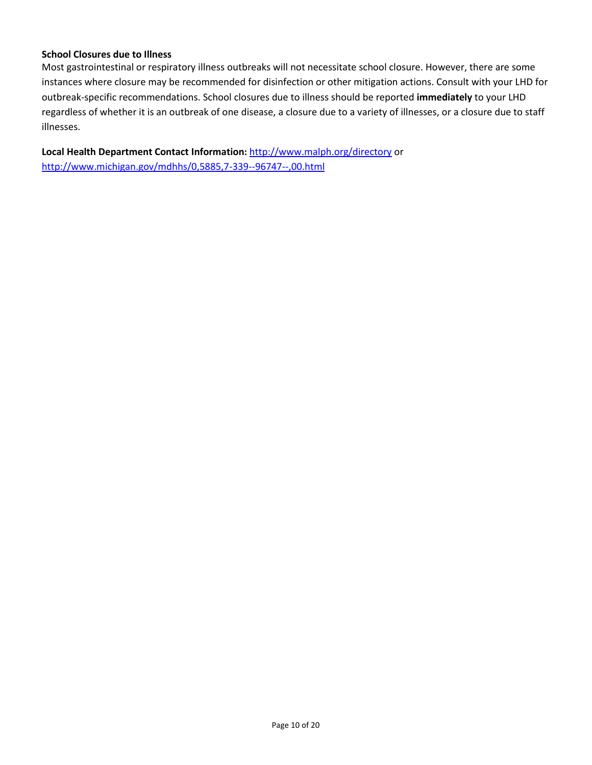**School Closures due to Illness**

Most gastrointestinal or respiratory illness outbreaks will not necessitate school closure. However, there are some instances where closure may be recommended for disinfection or other mitigation actions. Consult with your LHD for outbreak-specific recommendations. School closures due to illness should be reported **immediately** to your LHD regardless of whether it is an outbreak of one disease, a closure due to a variety of illnesses, or a closure due to staff illnesses.

**Local Health Department Contact Information:** http://www.malph.org/directory or http://www.michigan.gov/mdhhs/0,5885,7-339--96747--,00.html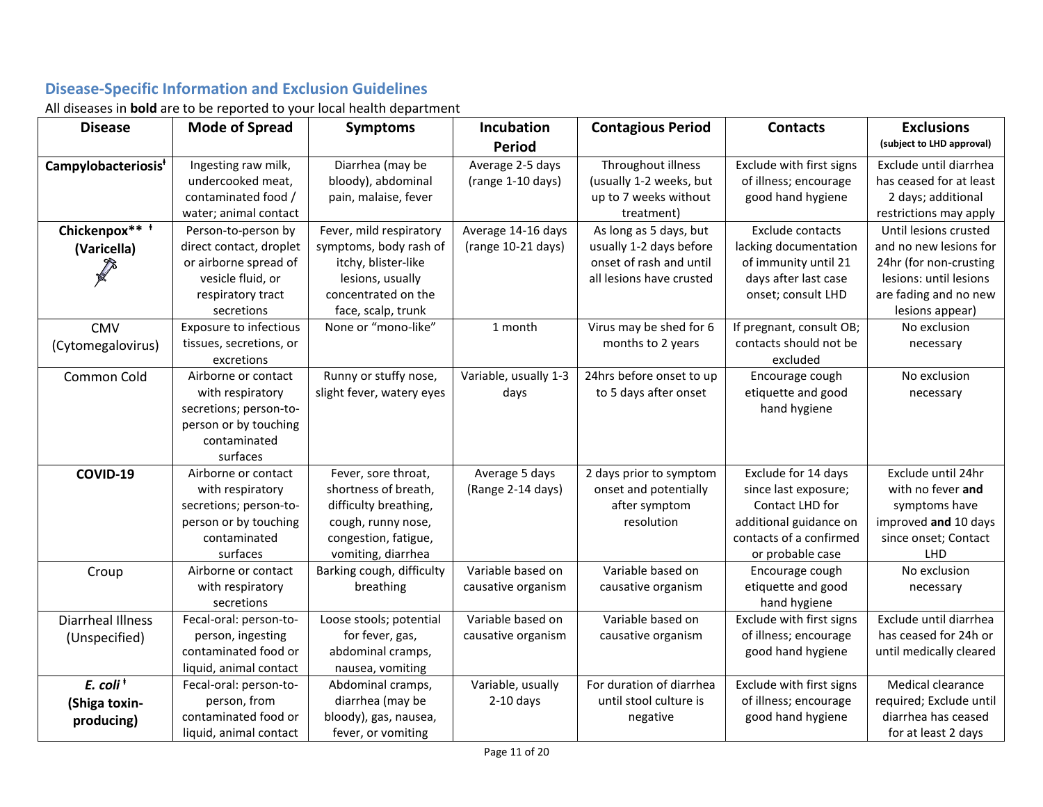## Disease-Specific Information and Exclusion Guidelines

All diseases in **bold** are to be reported to your local health department

| Disease | Mode of Spread | Symptoms | Incubation Period | Contagious Period | Contacts | Exclusions (subject to LHD approval) |
|---|---|---|---|---|---|---|
| **Campylobacteriosis**ⱡ | Ingesting raw milk, undercooked meat, contaminated food / water; animal contact | Diarrhea (may be bloody), abdominal pain, malaise, fever | Average 2-5 days (range 1-10 days) | Throughout illness (usually 1-2 weeks, but up to 7 weeks without treatment) | Exclude with first signs of illness; encourage good hand hygiene | Exclude until diarrhea has ceased for at least 2 days; additional restrictions may apply |
| **Chickenpox**** ⱡ **(Varicella)** | Person-to-person by direct contact, droplet or airborne spread of vesicle fluid, or respiratory tract secretions | Fever, mild respiratory symptoms, body rash of itchy, blister-like lesions, usually concentrated on the face, scalp, trunk | Average 14-16 days (range 10-21 days) | As long as 5 days, but usually 1-2 days before onset of rash and until all lesions have crusted | Exclude contacts lacking documentation of immunity until 21 days after last case onset; consult LHD | Until lesions crusted and no new lesions for 24hr (for non-crusting lesions: until lesions are fading and no new lesions appear) |
| CMV (Cytomegalovirus) | Exposure to infectious tissues, secretions, or excretions | None or "mono-like" | 1 month | Virus may be shed for 6 months to 2 years | If pregnant, consult OB; contacts should not be excluded | No exclusion necessary |
| Common Cold | Airborne or contact with respiratory secretions; person-to-person or by touching contaminated surfaces | Runny or stuffy nose, slight fever, watery eyes | Variable, usually 1-3 days | 24hrs before onset to up to 5 days after onset | Encourage cough etiquette and good hand hygiene | No exclusion necessary |
| **COVID-19** | Airborne or contact with respiratory secretions; person-to-person or by touching contaminated surfaces | Fever, sore throat, shortness of breath, difficulty breathing, cough, runny nose, congestion, fatigue, vomiting, diarrhea | Average 5 days (Range 2-14 days) | 2 days prior to symptom onset and potentially after symptom resolution | Exclude for 14 days since last exposure; Contact LHD for additional guidance on contacts of a confirmed or probable case | Exclude until 24hr with no fever **and** symptoms have improved **and** 10 days since onset; Contact LHD |
| Croup | Airborne or contact with respiratory secretions | Barking cough, difficulty breathing | Variable based on causative organism | Variable based on causative organism | Encourage cough etiquette and good hand hygiene | No exclusion necessary |
| Diarrheal Illness (Unspecified) | Fecal-oral: person-to-person, ingesting contaminated food or liquid, animal contact | Loose stools; potential for fever, gas, abdominal cramps, nausea, vomiting | Variable based on causative organism | Variable based on causative organism | Exclude with first signs of illness; encourage good hand hygiene | Exclude until diarrhea has ceased for 24h or until medically cleared |
| ***E. coli***ⱡ **(Shiga toxin-producing)** | Fecal-oral: person-to-person, from contaminated food or liquid, animal contact | Abdominal cramps, diarrhea (may be bloody), gas, nausea, fever, or vomiting | Variable, usually 2-10 days | For duration of diarrhea until stool culture is negative | Exclude with first signs of illness; encourage good hand hygiene | Medical clearance required; Exclude until diarrhea has ceased for at least 2 days |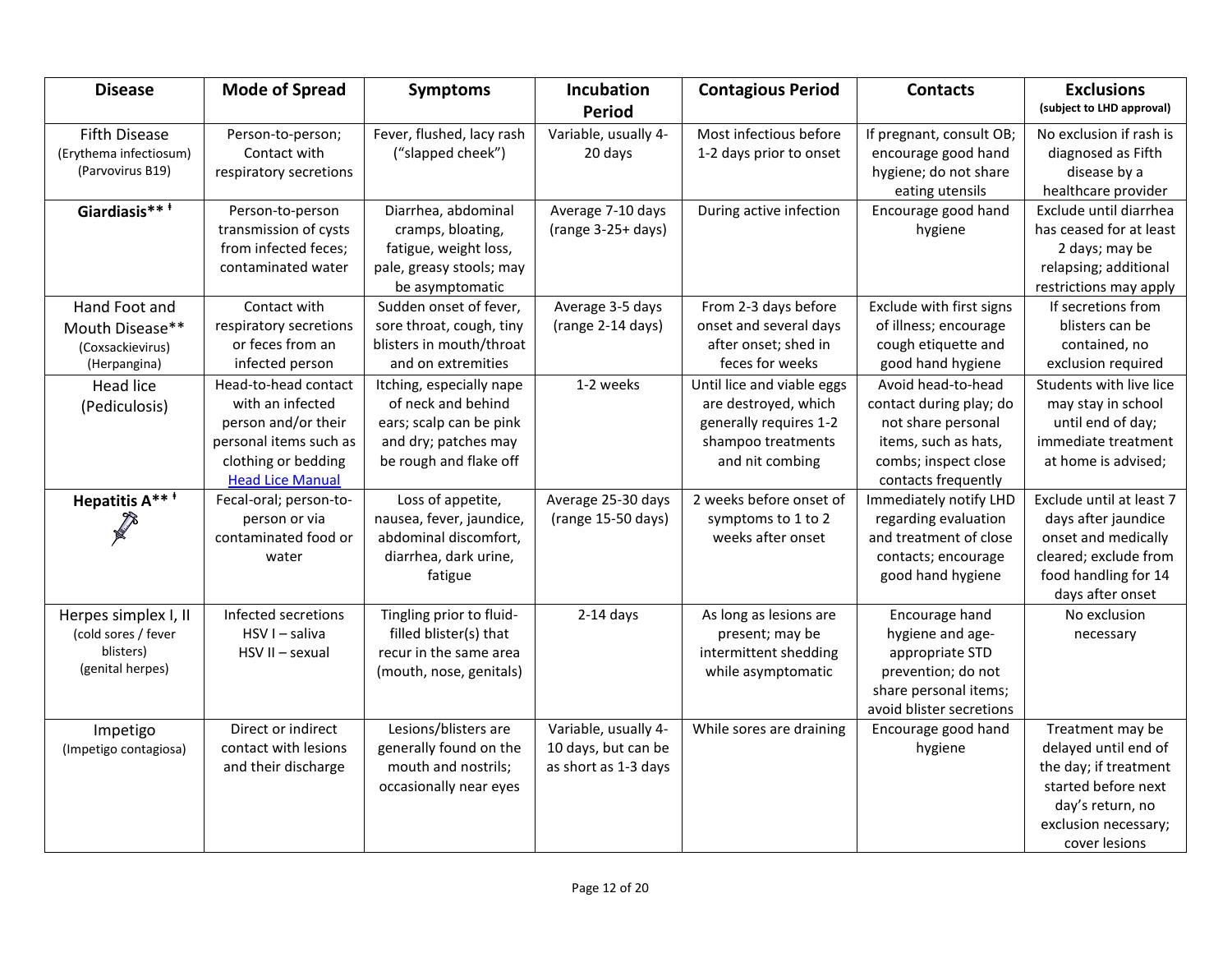| Disease | Mode of Spread | Symptoms | Incubation Period | Contagious Period | Contacts | Exclusions (subject to LHD approval) |
|---|---|---|---|---|---|---|
| Fifth Disease (Erythema infectiosum) (Parvovirus B19) | Person-to-person; Contact with respiratory secretions | Fever, flushed, lacy rash ("slapped cheek") | Variable, usually 4-20 days | Most infectious before 1-2 days prior to onset | If pregnant, consult OB; encourage good hand hygiene; do not share eating utensils | No exclusion if rash is diagnosed as Fifth disease by a healthcare provider |
| **Giardiasis** ǂ** | Person-to-person transmission of cysts from infected feces; contaminated water | Diarrhea, abdominal cramps, bloating, fatigue, weight loss, pale, greasy stools; may be asymptomatic | Average 7-10 days (range 3-25+ days) | During active infection | Encourage good hand hygiene | Exclude until diarrhea has ceased for at least 2 days; may be relapsing; additional restrictions may apply |
| Hand Foot and Mouth Disease** (Coxsackievirus) (Herpangina) | Contact with respiratory secretions or feces from an infected person | Sudden onset of fever, sore throat, cough, tiny blisters in mouth/throat and on extremities | Average 3-5 days (range 2-14 days) | From 2-3 days before onset and several days after onset; shed in feces for weeks | Exclude with first signs of illness; encourage cough etiquette and good hand hygiene | If secretions from blisters can be contained, no exclusion required |
| Head lice (Pediculosis) | Head-to-head contact with an infected person and/or their personal items such as clothing or bedding [Head Lice Manual] | Itching, especially nape of neck and behind ears; scalp can be pink and dry; patches may be rough and flake off | 1-2 weeks | Until lice and viable eggs are destroyed, which generally requires 1-2 shampoo treatments and nit combing | Avoid head-to-head contact during play; do not share personal items, such as hats, combs; inspect close contacts frequently | Students with live lice may stay in school until end of day; immediate treatment at home is advised; |
| **Hepatitis A** ǂ** | Fecal-oral; person-to-person or via contaminated food or water | Loss of appetite, nausea, fever, jaundice, abdominal discomfort, diarrhea, dark urine, fatigue | Average 25-30 days (range 15-50 days) | 2 weeks before onset of symptoms to 1 to 2 weeks after onset | Immediately notify LHD regarding evaluation and treatment of close contacts; encourage good hand hygiene | Exclude until at least 7 days after jaundice onset and medically cleared; exclude from food handling for 14 days after onset |
| Herpes simplex I, II (cold sores / fever blisters) (genital herpes) | Infected secretions HSV I – saliva HSV II – sexual | Tingling prior to fluid-filled blister(s) that recur in the same area (mouth, nose, genitals) | 2-14 days | As long as lesions are present; may be intermittent shedding while asymptomatic | Encourage hand hygiene and age-appropriate STD prevention; do not share personal items; avoid blister secretions | No exclusion necessary |
| Impetigo (Impetigo contagiosa) | Direct or indirect contact with lesions and their discharge | Lesions/blisters are generally found on the mouth and nostrils; occasionally near eyes | Variable, usually 4-10 days, but can be as short as 1-3 days | While sores are draining | Encourage good hand hygiene | Treatment may be delayed until end of the day; if treatment started before next day's return, no exclusion necessary; cover lesions |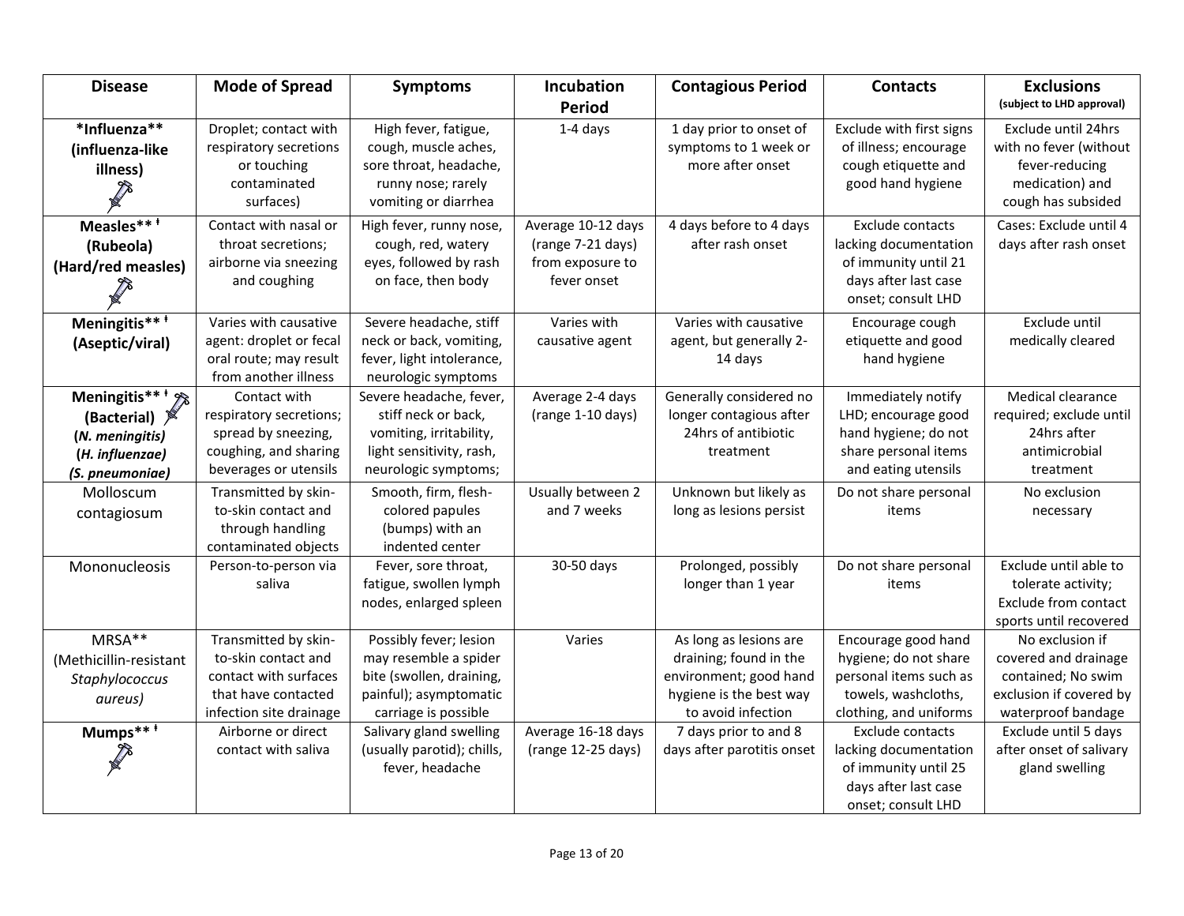| Disease | Mode of Spread | Symptoms | Incubation Period | Contagious Period | Contacts | Exclusions (subject to LHD approval) |
|---|---|---|---|---|---|---|
| **\*Influenza\*\* (influenza-like illness)** | Droplet; contact with respiratory secretions or touching contaminated surfaces) | High fever, fatigue, cough, muscle aches, sore throat, headache, runny nose; rarely vomiting or diarrhea | 1-4 days | 1 day prior to onset of symptoms to 1 week or more after onset | Exclude with first signs of illness; encourage cough etiquette and good hand hygiene | Exclude until 24hrs with no fever (without fever-reducing medication) and cough has subsided |
| **Measles\*\* ǂ (Rubeola) (Hard/red measles)** | Contact with nasal or throat secretions; airborne via sneezing and coughing | High fever, runny nose, cough, red, watery eyes, followed by rash on face, then body | Average 10-12 days (range 7-21 days) from exposure to fever onset | 4 days before to 4 days after rash onset | Exclude contacts lacking documentation of immunity until 21 days after last case onset; consult LHD | Cases: Exclude until 4 days after rash onset |
| **Meningitis\*\* ǂ (Aseptic/viral)** | Varies with causative agent: droplet or fecal oral route; may result from another illness | Severe headache, stiff neck or back, vomiting, fever, light intolerance, neurologic symptoms | Varies with causative agent | Varies with causative agent, but generally 2-14 days | Encourage cough etiquette and good hand hygiene | Exclude until medically cleared |
| **Meningitis\*\* ǂ (Bacterial) (*N. meningitis*) (*H. influenzae*) (*S. pneumoniae*)** | Contact with respiratory secretions; spread by sneezing, coughing, and sharing beverages or utensils | Severe headache, fever, stiff neck or back, vomiting, irritability, light sensitivity, rash, neurologic symptoms; | Average 2-4 days (range 1-10 days) | Generally considered no longer contagious after 24hrs of antibiotic treatment | Immediately notify LHD; encourage good hand hygiene; do not share personal items and eating utensils | Medical clearance required; exclude until 24hrs after antimicrobial treatment |
| Molloscum contagiosum | Transmitted by skin-to-skin contact and through handling contaminated objects | Smooth, firm, flesh-colored papules (bumps) with an indented center | Usually between 2 and 7 weeks | Unknown but likely as long as lesions persist | Do not share personal items | No exclusion necessary |
| Mononucleosis | Person-to-person via saliva | Fever, sore throat, fatigue, swollen lymph nodes, enlarged spleen | 30-50 days | Prolonged, possibly longer than 1 year | Do not share personal items | Exclude until able to tolerate activity; Exclude from contact sports until recovered |
| MRSA\*\* (Methicillin-resistant *Staphylococcus aureus)* | Transmitted by skin-to-skin contact and contact with surfaces that have contacted infection site drainage | Possibly fever; lesion may resemble a spider bite (swollen, draining, painful); asymptomatic carriage is possible | Varies | As long as lesions are draining; found in the environment; good hand hygiene is the best way to avoid infection | Encourage good hand hygiene; do not share personal items such as towels, washcloths, clothing, and uniforms | No exclusion if covered and drainage contained; No swim exclusion if covered by waterproof bandage |
| **Mumps\*\* ǂ** | Airborne or direct contact with saliva | Salivary gland swelling (usually parotid); chills, fever, headache | Average 16-18 days (range 12-25 days) | 7 days prior to and 8 days after parotitis onset | Exclude contacts lacking documentation of immunity until 25 days after last case onset; consult LHD | Exclude until 5 days after onset of salivary gland swelling |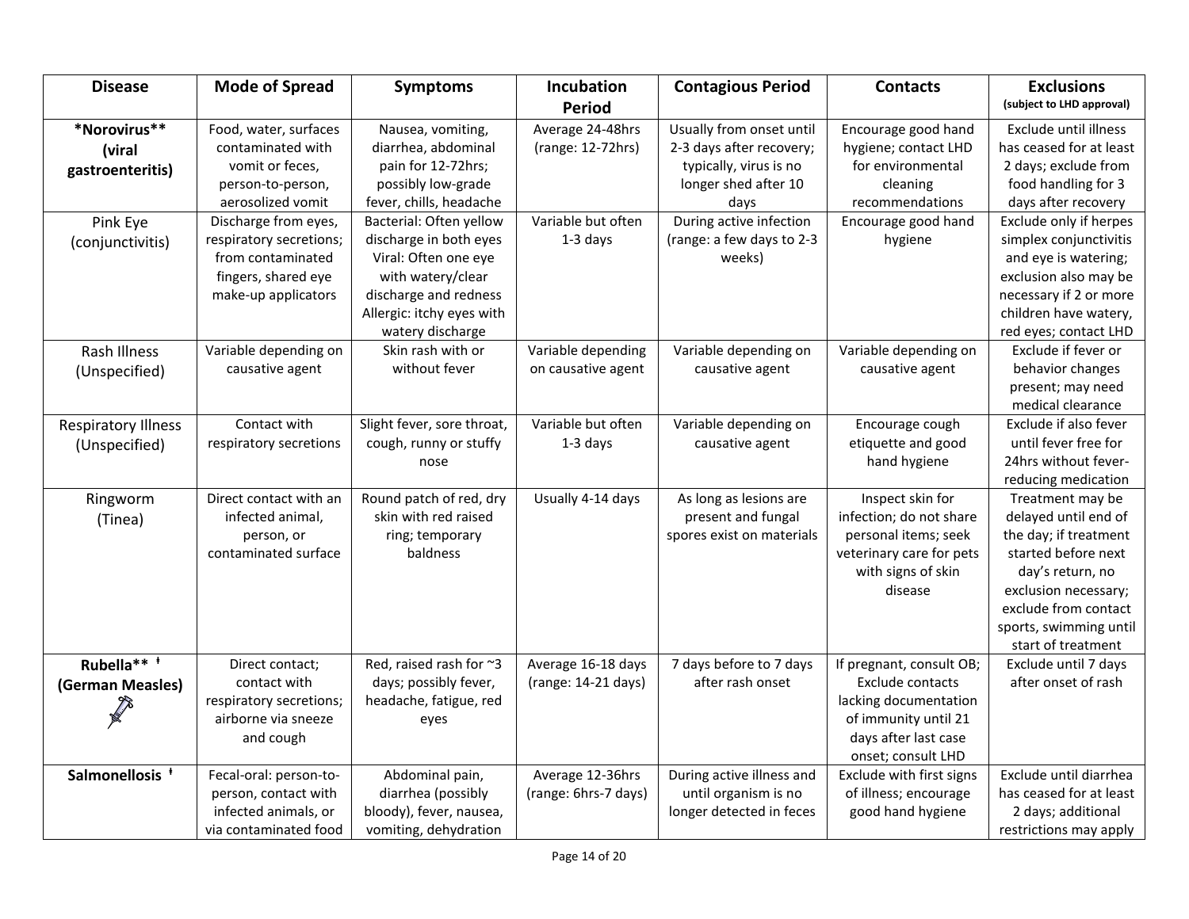| Disease | Mode of Spread | Symptoms | Incubation Period | Contagious Period | Contacts | Exclusions (subject to LHD approval) |
|---|---|---|---|---|---|---|
| **\*Norovirus\*\* (viral gastroenteritis)** | Food, water, surfaces contaminated with vomit or feces, person-to-person, aerosolized vomit | Nausea, vomiting, diarrhea, abdominal pain for 12-72hrs; possibly low-grade fever, chills, headache | Average 24-48hrs (range: 12-72hrs) | Usually from onset until 2-3 days after recovery; typically, virus is no longer shed after 10 days | Encourage good hand hygiene; contact LHD for environmental cleaning recommendations | Exclude until illness has ceased for at least 2 days; exclude from food handling for 3 days after recovery |
| Pink Eye (conjunctivitis) | Discharge from eyes, respiratory secretions; from contaminated fingers, shared eye make-up applicators | Bacterial: Often yellow discharge in both eyes Viral: Often one eye with watery/clear discharge and redness Allergic: itchy eyes with watery discharge | Variable but often 1-3 days | During active infection (range: a few days to 2-3 weeks) | Encourage good hand hygiene | Exclude only if herpes simplex conjunctivitis and eye is watering; exclusion also may be necessary if 2 or more children have watery, red eyes; contact LHD |
| Rash Illness (Unspecified) | Variable depending on causative agent | Skin rash with or without fever | Variable depending on causative agent | Variable depending on causative agent | Variable depending on causative agent | Exclude if fever or behavior changes present; may need medical clearance |
| Respiratory Illness (Unspecified) | Contact with respiratory secretions | Slight fever, sore throat, cough, runny or stuffy nose | Variable but often 1-3 days | Variable depending on causative agent | Encourage cough etiquette and good hand hygiene | Exclude if also fever until fever free for 24hrs without fever-reducing medication |
| Ringworm (Tinea) | Direct contact with an infected animal, person, or contaminated surface | Round patch of red, dry skin with red raised ring; temporary baldness | Usually 4-14 days | As long as lesions are present and fungal spores exist on materials | Inspect skin for infection; do not share personal items; seek veterinary care for pets with signs of skin disease | Treatment may be delayed until end of the day; if treatment started before next day's return, no exclusion necessary; exclude from contact sports, swimming until start of treatment |
| **Rubella\*\* ᵻ (German Measles)** | Direct contact; contact with respiratory secretions; airborne via sneeze and cough | Red, raised rash for ~3 days; possibly fever, headache, fatigue, red eyes | Average 16-18 days (range: 14-21 days) | 7 days before to 7 days after rash onset | If pregnant, consult OB; Exclude contacts lacking documentation of immunity until 21 days after last case onset; consult LHD | Exclude until 7 days after onset of rash |
| **Salmonellosis ᵻ** | Fecal-oral: person-to-person, contact with infected animals, or via contaminated food | Abdominal pain, diarrhea (possibly bloody), fever, nausea, vomiting, dehydration | Average 12-36hrs (range: 6hrs-7 days) | During active illness and until organism is no longer detected in feces | Exclude with first signs of illness; encourage good hand hygiene | Exclude until diarrhea has ceased for at least 2 days; additional restrictions may apply |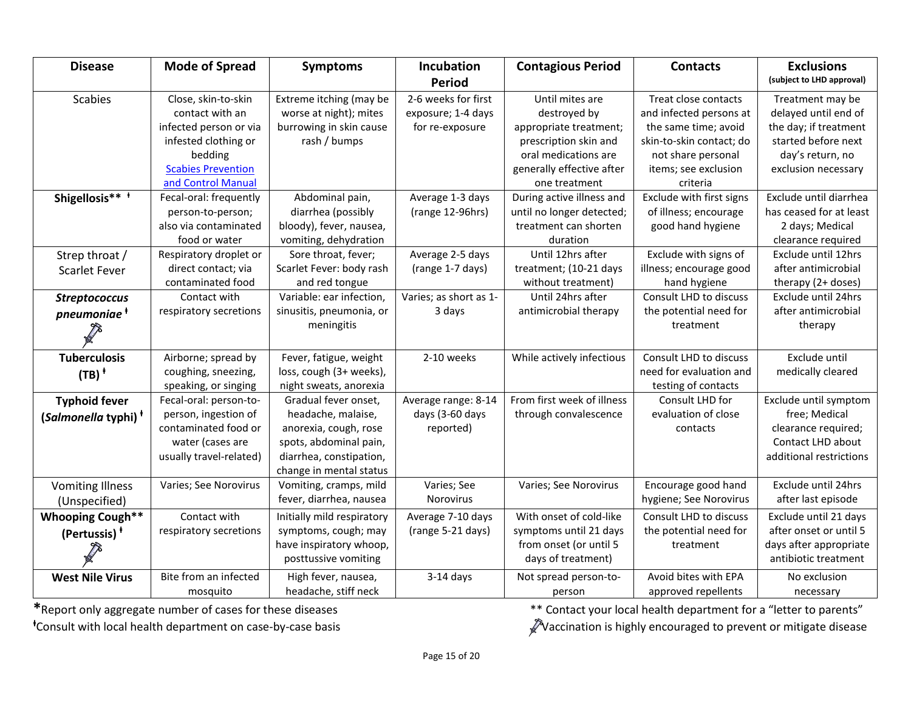| Disease | Mode of Spread | Symptoms | Incubation Period | Contagious Period | Contacts | Exclusions (subject to LHD approval) |
|---|---|---|---|---|---|---|
| Scabies | Close, skin-to-skin contact with an infected person or via infested clothing or bedding [Scabies Prevention and Control Manual] | Extreme itching (may be worse at night); mites burrowing in skin cause rash / bumps | 2-6 weeks for first exposure; 1-4 days for re-exposure | Until mites are destroyed by appropriate treatment; prescription skin and oral medications are generally effective after one treatment | Treat close contacts and infected persons at the same time; avoid skin-to-skin contact; do not share personal items; see exclusion criteria | Treatment may be delayed until end of the day; if treatment started before next day's return, no exclusion necessary |
| **Shigellosis**** ǂ | Fecal-oral: frequently person-to-person; also via contaminated food or water | Abdominal pain, diarrhea (possibly bloody), fever, nausea, vomiting, dehydration | Average 1-3 days (range 12-96hrs) | During active illness and until no longer detected; treatment can shorten duration | Exclude with first signs of illness; encourage good hand hygiene | Exclude until diarrhea has ceased for at least 2 days; Medical clearance required |
| Strep throat / Scarlet Fever | Respiratory droplet or direct contact; via contaminated food | Sore throat, fever; Scarlet Fever: body rash and red tongue | Average 2-5 days (range 1-7 days) | Until 12hrs after treatment; (10-21 days without treatment) | Exclude with signs of illness; encourage good hand hygiene | Exclude until 12hrs after antimicrobial therapy (2+ doses) |
| ***Streptococcus pneumoniae*** ǂ 💉 | Contact with respiratory secretions | Variable: ear infection, sinusitis, pneumonia, or meningitis | Varies; as short as 1-3 days | Until 24hrs after antimicrobial therapy | Consult LHD to discuss the potential need for treatment | Exclude until 24hrs after antimicrobial therapy |
| **Tuberculosis (TB)** ǂ | Airborne; spread by coughing, sneezing, speaking, or singing | Fever, fatigue, weight loss, cough (3+ weeks), night sweats, anorexia | 2-10 weeks | While actively infectious | Consult LHD to discuss need for evaluation and testing of contacts | Exclude until medically cleared |
| **Typhoid fever (*Salmonella* typhi)** ǂ | Fecal-oral: person-to-person, ingestion of contaminated food or water (cases are usually travel-related) | Gradual fever onset, headache, malaise, anorexia, cough, rose spots, abdominal pain, diarrhea, constipation, change in mental status | Average range: 8-14 days (3-60 days reported) | From first week of illness through convalescence | Consult LHD for evaluation of close contacts | Exclude until symptom free; Medical clearance required; Contact LHD about additional restrictions |
| Vomiting Illness (Unspecified) | Varies; See Norovirus | Vomiting, cramps, mild fever, diarrhea, nausea | Varies; See Norovirus | Varies; See Norovirus | Encourage good hand hygiene; See Norovirus | Exclude until 24hrs after last episode |
| **Whooping Cough** (Pertussis)** ǂ 💉 | Contact with respiratory secretions | Initially mild respiratory symptoms, cough; may have inspiratory whoop, posttussive vomiting | Average 7-10 days (range 5-21 days) | With onset of cold-like symptoms until 21 days from onset (or until 5 days of treatment) | Consult LHD to discuss the potential need for treatment | Exclude until 21 days after onset or until 5 days after appropriate antibiotic treatment |
| **West Nile Virus** | Bite from an infected mosquito | High fever, nausea, headache, stiff neck | 3-14 days | Not spread person-to-person | Avoid bites with EPA approved repellents | No exclusion necessary |

*Report only aggregate number of cases for these diseases

ǂConsult with local health department on case-by-case basis

** Contact your local health department for a "letter to parents"

💉Vaccination is highly encouraged to prevent or mitigate disease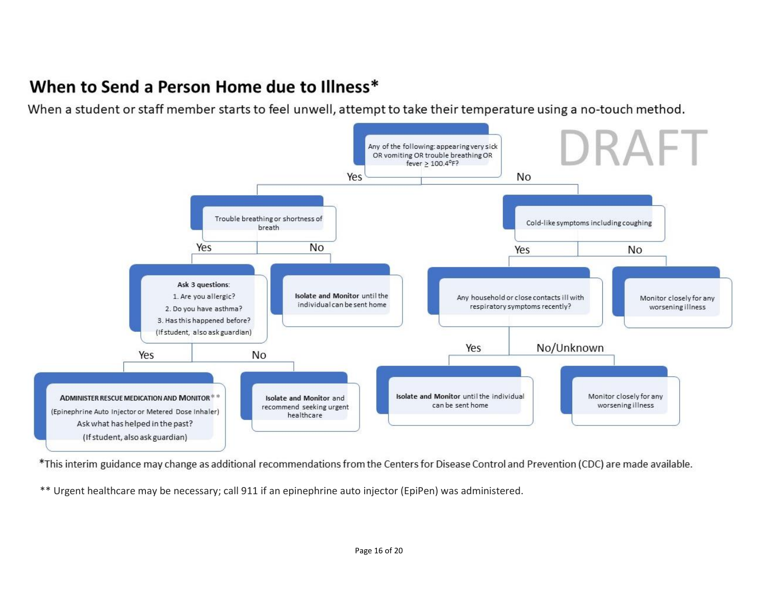## When to Send a Person Home due to Illness*

When a student or staff member starts to feel unwell, attempt to take their temperature using a no-touch method.

DRAFT

- **Any of the following: appearing very sick OR vomiting OR trouble breathing OR fever $\geq$ 100.4°F?**
  - **Yes** → Trouble breathing or shortness of breath
    - **Yes** → **Ask 3 questions**:
      1. Are you allergic?
      2. Do you have asthma?
      3. Has this happened before?

      (If student, also ask guardian)
      - **Yes** → **ADMINISTER RESCUE MEDICATION AND MONITOR****
        (Epinephrine Auto Injector or Metered Dose Inhaler)
        Ask what has helped in the past?
        (If student, also ask guardian)
      - **No** → **Isolate and Monitor** and recommend seeking urgent healthcare
    - **No** → **Isolate and Monitor** until the individual can be sent home
  - **No** → Cold-like symptoms including coughing
    - **Yes** → Any household or close contacts ill with respiratory symptoms recently?
      - **Yes** → **Isolate and Monitor** until the individual can be sent home
      - **No/Unknown** → Monitor closely for any worsening illness
    - **No** → Monitor closely for any worsening illness

*This interim guidance may change as additional recommendations from the Centers for Disease Control and Prevention (CDC) are made available.

** Urgent healthcare may be necessary; call 911 if an epinephrine auto injector (EpiPen) was administered.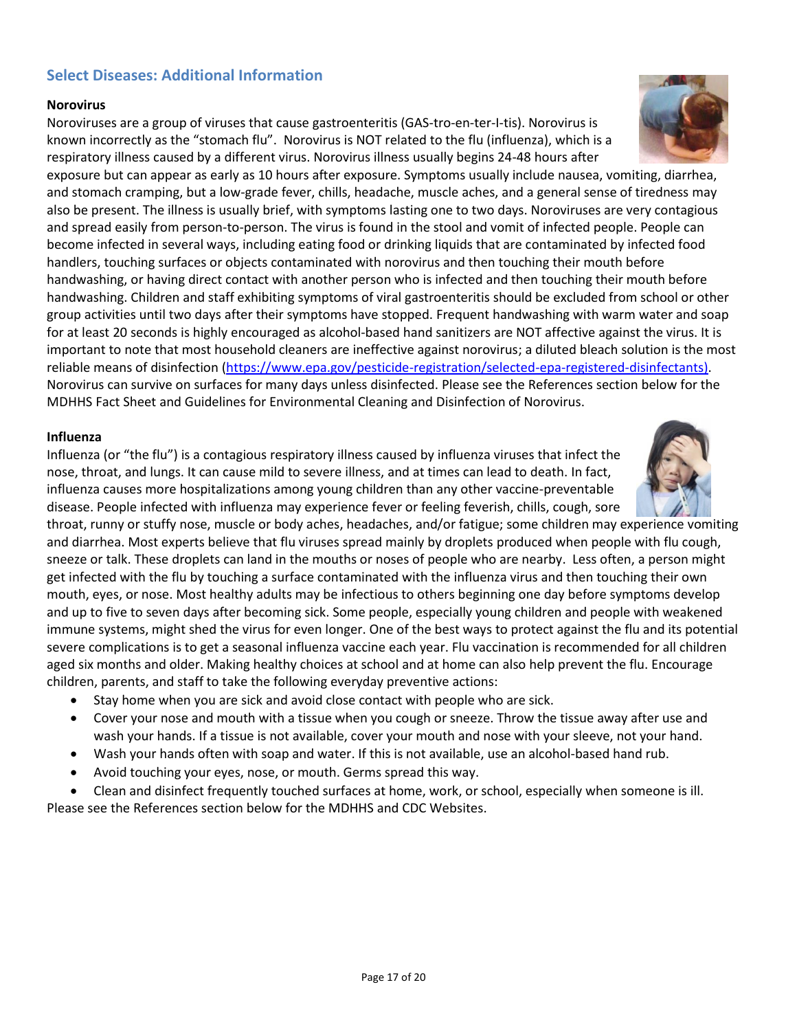## Select Diseases: Additional Information

**Norovirus**

Noroviruses are a group of viruses that cause gastroenteritis (GAS-tro-en-ter-I-tis). Norovirus is known incorrectly as the "stomach flu". Norovirus is NOT related to the flu (influenza), which is a respiratory illness caused by a different virus. Norovirus illness usually begins 24-48 hours after exposure but can appear as early as 10 hours after exposure. Symptoms usually include nausea, vomiting, diarrhea, and stomach cramping, but a low-grade fever, chills, headache, muscle aches, and a general sense of tiredness may also be present. The illness is usually brief, with symptoms lasting one to two days. Noroviruses are very contagious and spread easily from person-to-person. The virus is found in the stool and vomit of infected people. People can become infected in several ways, including eating food or drinking liquids that are contaminated by infected food handlers, touching surfaces or objects contaminated with norovirus and then touching their mouth before handwashing, or having direct contact with another person who is infected and then touching their mouth before handwashing. Children and staff exhibiting symptoms of viral gastroenteritis should be excluded from school or other group activities until two days after their symptoms have stopped. Frequent handwashing with warm water and soap for at least 20 seconds is highly encouraged as alcohol-based hand sanitizers are NOT affective against the virus. It is important to note that most household cleaners are ineffective against norovirus; a diluted bleach solution is the most reliable means of disinfection (https://www.epa.gov/pesticide-registration/selected-epa-registered-disinfectants). Norovirus can survive on surfaces for many days unless disinfected. Please see the References section below for the MDHHS Fact Sheet and Guidelines for Environmental Cleaning and Disinfection of Norovirus.

**Influenza**

Influenza (or "the flu") is a contagious respiratory illness caused by influenza viruses that infect the nose, throat, and lungs. It can cause mild to severe illness, and at times can lead to death. In fact, influenza causes more hospitalizations among young children than any other vaccine-preventable disease. People infected with influenza may experience fever or feeling feverish, chills, cough, sore throat, runny or stuffy nose, muscle or body aches, headaches, and/or fatigue; some children may experience vomiting and diarrhea. Most experts believe that flu viruses spread mainly by droplets produced when people with flu cough, sneeze or talk. These droplets can land in the mouths or noses of people who are nearby. Less often, a person might get infected with the flu by touching a surface contaminated with the influenza virus and then touching their own mouth, eyes, or nose. Most healthy adults may be infectious to others beginning one day before symptoms develop and up to five to seven days after becoming sick. Some people, especially young children and people with weakened immune systems, might shed the virus for even longer. One of the best ways to protect against the flu and its potential severe complications is to get a seasonal influenza vaccine each year. Flu vaccination is recommended for all children aged six months and older. Making healthy choices at school and at home can also help prevent the flu. Encourage children, parents, and staff to take the following everyday preventive actions:

- Stay home when you are sick and avoid close contact with people who are sick.
- Cover your nose and mouth with a tissue when you cough or sneeze. Throw the tissue away after use and wash your hands. If a tissue is not available, cover your mouth and nose with your sleeve, not your hand.
- Wash your hands often with soap and water. If this is not available, use an alcohol-based hand rub.
- Avoid touching your eyes, nose, or mouth. Germs spread this way.
- Clean and disinfect frequently touched surfaces at home, work, or school, especially when someone is ill.

Please see the References section below for the MDHHS and CDC Websites.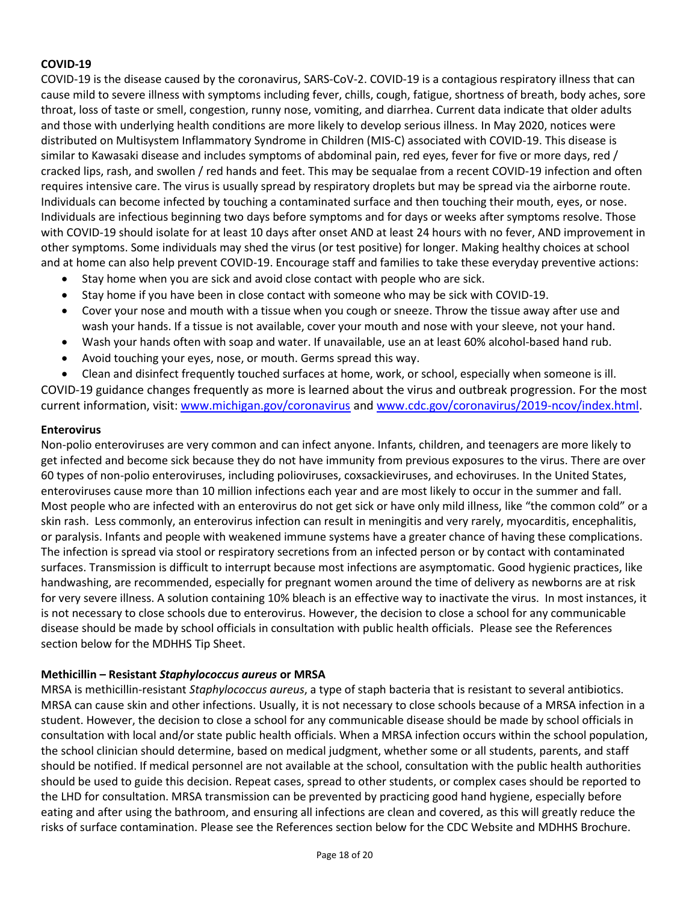**COVID-19**

COVID-19 is the disease caused by the coronavirus, SARS-CoV-2. COVID-19 is a contagious respiratory illness that can cause mild to severe illness with symptoms including fever, chills, cough, fatigue, shortness of breath, body aches, sore throat, loss of taste or smell, congestion, runny nose, vomiting, and diarrhea. Current data indicate that older adults and those with underlying health conditions are more likely to develop serious illness. In May 2020, notices were distributed on Multisystem Inflammatory Syndrome in Children (MIS-C) associated with COVID-19. This disease is similar to Kawasaki disease and includes symptoms of abdominal pain, red eyes, fever for five or more days, red / cracked lips, rash, and swollen / red hands and feet. This may be sequalae from a recent COVID-19 infection and often requires intensive care. The virus is usually spread by respiratory droplets but may be spread via the airborne route. Individuals can become infected by touching a contaminated surface and then touching their mouth, eyes, or nose. Individuals are infectious beginning two days before symptoms and for days or weeks after symptoms resolve. Those with COVID-19 should isolate for at least 10 days after onset AND at least 24 hours with no fever, AND improvement in other symptoms. Some individuals may shed the virus (or test positive) for longer. Making healthy choices at school and at home can also help prevent COVID-19. Encourage staff and families to take these everyday preventive actions:

- Stay home when you are sick and avoid close contact with people who are sick.
- Stay home if you have been in close contact with someone who may be sick with COVID-19.
- Cover your nose and mouth with a tissue when you cough or sneeze. Throw the tissue away after use and wash your hands. If a tissue is not available, cover your mouth and nose with your sleeve, not your hand.
- Wash your hands often with soap and water. If unavailable, use an at least 60% alcohol-based hand rub.
- Avoid touching your eyes, nose, or mouth. Germs spread this way.
- Clean and disinfect frequently touched surfaces at home, work, or school, especially when someone is ill.

COVID-19 guidance changes frequently as more is learned about the virus and outbreak progression. For the most current information, visit: [www.michigan.gov/coronavirus](www.michigan.gov/coronavirus) and [www.cdc.gov/coronavirus/2019-ncov/index.html](www.cdc.gov/coronavirus/2019-ncov/index.html).

**Enterovirus**

Non-polio enteroviruses are very common and can infect anyone. Infants, children, and teenagers are more likely to get infected and become sick because they do not have immunity from previous exposures to the virus. There are over 60 types of non-polio enteroviruses, including polioviruses, coxsackieviruses, and echoviruses. In the United States, enteroviruses cause more than 10 million infections each year and are most likely to occur in the summer and fall. Most people who are infected with an enterovirus do not get sick or have only mild illness, like "the common cold" or a skin rash. Less commonly, an enterovirus infection can result in meningitis and very rarely, myocarditis, encephalitis, or paralysis. Infants and people with weakened immune systems have a greater chance of having these complications. The infection is spread via stool or respiratory secretions from an infected person or by contact with contaminated surfaces. Transmission is difficult to interrupt because most infections are asymptomatic. Good hygienic practices, like handwashing, are recommended, especially for pregnant women around the time of delivery as newborns are at risk for very severe illness. A solution containing 10% bleach is an effective way to inactivate the virus. In most instances, it is not necessary to close schools due to enterovirus. However, the decision to close a school for any communicable disease should be made by school officials in consultation with public health officials. Please see the References section below for the MDHHS Tip Sheet.

**Methicillin – Resistant *Staphylococcus aureus* or MRSA**

MRSA is methicillin-resistant *Staphylococcus aureus*, a type of staph bacteria that is resistant to several antibiotics. MRSA can cause skin and other infections. Usually, it is not necessary to close schools because of a MRSA infection in a student. However, the decision to close a school for any communicable disease should be made by school officials in consultation with local and/or state public health officials. When a MRSA infection occurs within the school population, the school clinician should determine, based on medical judgment, whether some or all students, parents, and staff should be notified. If medical personnel are not available at the school, consultation with the public health authorities should be used to guide this decision. Repeat cases, spread to other students, or complex cases should be reported to the LHD for consultation. MRSA transmission can be prevented by practicing good hand hygiene, especially before eating and after using the bathroom, and ensuring all infections are clean and covered, as this will greatly reduce the risks of surface contamination. Please see the References section below for the CDC Website and MDHHS Brochure.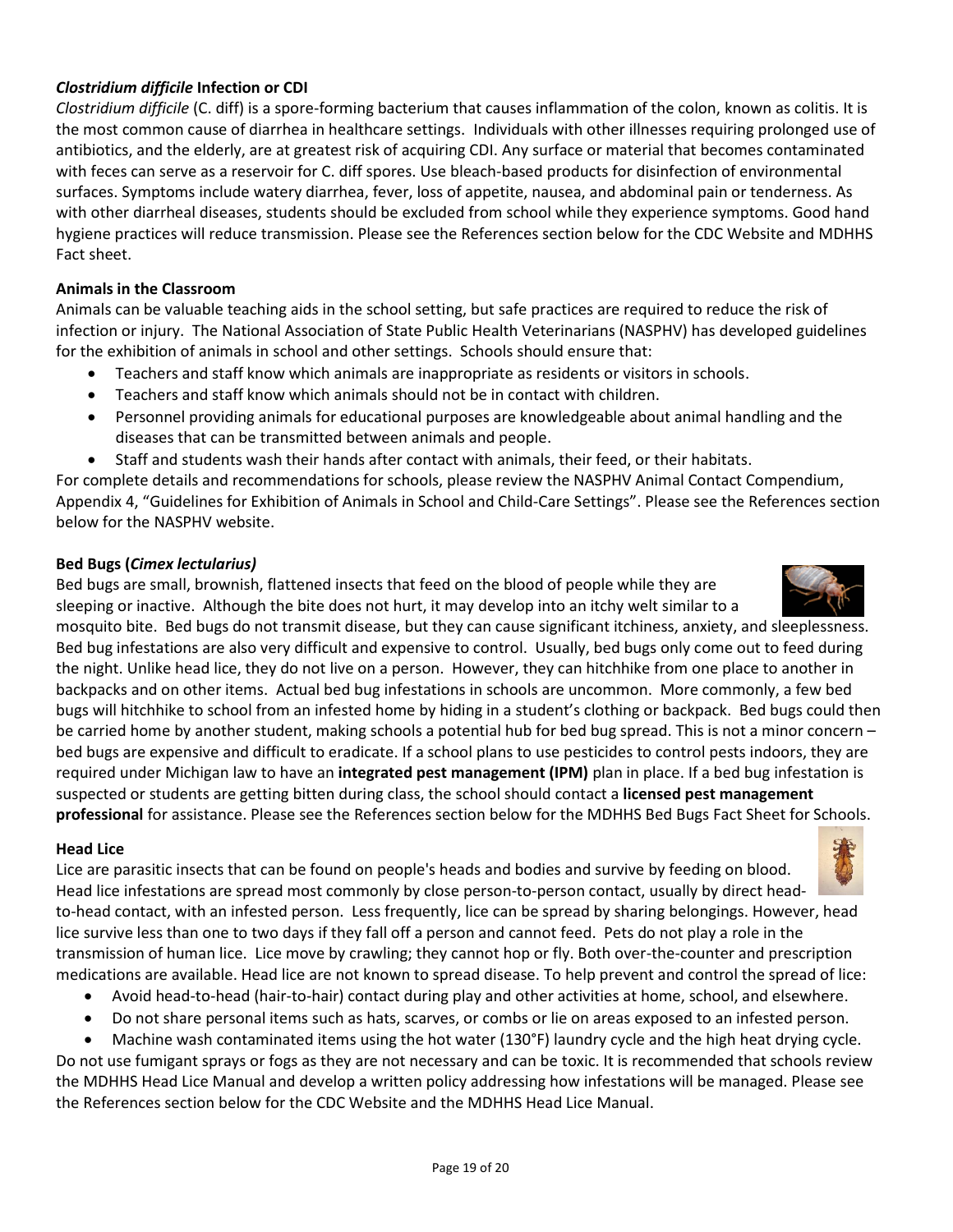### *Clostridium difficile* Infection or CDI

*Clostridium difficile* (C. diff) is a spore-forming bacterium that causes inflammation of the colon, known as colitis. It is the most common cause of diarrhea in healthcare settings. Individuals with other illnesses requiring prolonged use of antibiotics, and the elderly, are at greatest risk of acquiring CDI. Any surface or material that becomes contaminated with feces can serve as a reservoir for C. diff spores. Use bleach-based products for disinfection of environmental surfaces. Symptoms include watery diarrhea, fever, loss of appetite, nausea, and abdominal pain or tenderness. As with other diarrheal diseases, students should be excluded from school while they experience symptoms. Good hand hygiene practices will reduce transmission. Please see the References section below for the CDC Website and MDHHS Fact sheet.

### Animals in the Classroom

Animals can be valuable teaching aids in the school setting, but safe practices are required to reduce the risk of infection or injury. The National Association of State Public Health Veterinarians (NASPHV) has developed guidelines for the exhibition of animals in school and other settings. Schools should ensure that:

- Teachers and staff know which animals are inappropriate as residents or visitors in schools.
- Teachers and staff know which animals should not be in contact with children.
- Personnel providing animals for educational purposes are knowledgeable about animal handling and the diseases that can be transmitted between animals and people.
- Staff and students wash their hands after contact with animals, their feed, or their habitats.

For complete details and recommendations for schools, please review the NASPHV Animal Contact Compendium, Appendix 4, "Guidelines for Exhibition of Animals in School and Child-Care Settings". Please see the References section below for the NASPHV website.

### Bed Bugs (*Cimex lectularius)*

Bed bugs are small, brownish, flattened insects that feed on the blood of people while they are sleeping or inactive. Although the bite does not hurt, it may develop into an itchy welt similar to a mosquito bite. Bed bugs do not transmit disease, but they can cause significant itchiness, anxiety, and sleeplessness. Bed bug infestations are also very difficult and expensive to control. Usually, bed bugs only come out to feed during the night. Unlike head lice, they do not live on a person. However, they can hitchhike from one place to another in backpacks and on other items. Actual bed bug infestations in schools are uncommon. More commonly, a few bed bugs will hitchhike to school from an infested home by hiding in a student's clothing or backpack. Bed bugs could then be carried home by another student, making schools a potential hub for bed bug spread. This is not a minor concern – bed bugs are expensive and difficult to eradicate. If a school plans to use pesticides to control pests indoors, they are required under Michigan law to have an **integrated pest management (IPM)** plan in place. If a bed bug infestation is suspected or students are getting bitten during class, the school should contact a **licensed pest management professional** for assistance. Please see the References section below for the MDHHS Bed Bugs Fact Sheet for Schools.

### Head Lice

Lice are parasitic insects that can be found on people's heads and bodies and survive by feeding on blood. Head lice infestations are spread most commonly by close person-to-person contact, usually by direct head-to-head contact, with an infested person. Less frequently, lice can be spread by sharing belongings. However, head lice survive less than one to two days if they fall off a person and cannot feed. Pets do not play a role in the transmission of human lice. Lice move by crawling; they cannot hop or fly. Both over-the-counter and prescription medications are available. Head lice are not known to spread disease. To help prevent and control the spread of lice:

- Avoid head-to-head (hair-to-hair) contact during play and other activities at home, school, and elsewhere.
- Do not share personal items such as hats, scarves, or combs or lie on areas exposed to an infested person.
- Machine wash contaminated items using the hot water (130°F) laundry cycle and the high heat drying cycle.

Do not use fumigant sprays or fogs as they are not necessary and can be toxic. It is recommended that schools review the MDHHS Head Lice Manual and develop a written policy addressing how infestations will be managed. Please see the References section below for the CDC Website and the MDHHS Head Lice Manual.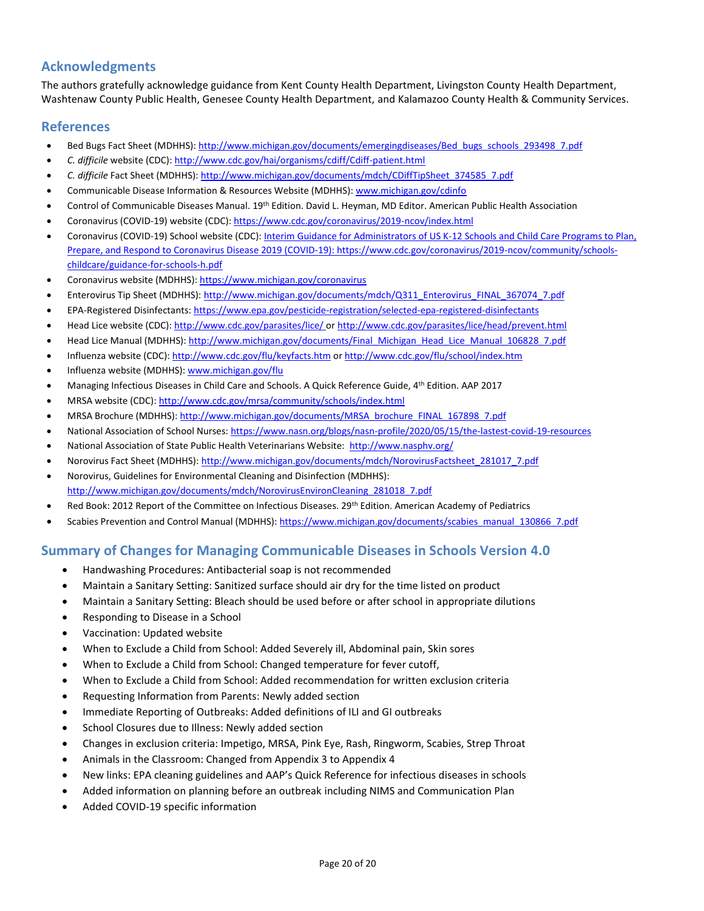## Acknowledgments

The authors gratefully acknowledge guidance from Kent County Health Department, Livingston County Health Department, Washtenaw County Public Health, Genesee County Health Department, and Kalamazoo County Health & Community Services.

## References

- Bed Bugs Fact Sheet (MDHHS): http://www.michigan.gov/documents/emergingdiseases/Bed_bugs_schools_293498_7.pdf
- *C. difficile* website (CDC): http://www.cdc.gov/hai/organisms/cdiff/Cdiff-patient.html
- *C. difficile* Fact Sheet (MDHHS): http://www.michigan.gov/documents/mdch/CDiffTipSheet_374585_7.pdf
- Communicable Disease Information & Resources Website (MDHHS): www.michigan.gov/cdinfo
- Control of Communicable Diseases Manual. 19th Edition. David L. Heyman, MD Editor. American Public Health Association
- Coronavirus (COVID-19) website (CDC): https://www.cdc.gov/coronavirus/2019-ncov/index.html
- Coronavirus (COVID-19) School website (CDC): Interim Guidance for Administrators of US K-12 Schools and Child Care Programs to Plan, Prepare, and Respond to Coronavirus Disease 2019 (COVID-19): https://www.cdc.gov/coronavirus/2019-ncov/community/schools-childcare/guidance-for-schools-h.pdf
- Coronavirus website (MDHHS): https://www.michigan.gov/coronavirus
- Enterovirus Tip Sheet (MDHHS): http://www.michigan.gov/documents/mdch/Q311_Enterovirus_FINAL_367074_7.pdf
- EPA-Registered Disinfectants: https://www.epa.gov/pesticide-registration/selected-epa-registered-disinfectants
- Head Lice website (CDC): http://www.cdc.gov/parasites/lice/ or http://www.cdc.gov/parasites/lice/head/prevent.html
- Head Lice Manual (MDHHS): http://www.michigan.gov/documents/Final_Michigan_Head_Lice_Manual_106828_7.pdf
- Influenza website (CDC): http://www.cdc.gov/flu/keyfacts.htm or http://www.cdc.gov/flu/school/index.htm
- Influenza website (MDHHS): www.michigan.gov/flu
- Managing Infectious Diseases in Child Care and Schools. A Quick Reference Guide, 4th Edition. AAP 2017
- MRSA website (CDC): http://www.cdc.gov/mrsa/community/schools/index.html
- MRSA Brochure (MDHHS): http://www.michigan.gov/documents/MRSA_brochure_FINAL_167898_7.pdf
- National Association of School Nurses: https://www.nasn.org/blogs/nasn-profile/2020/05/15/the-lastest-covid-19-resources
- National Association of State Public Health Veterinarians Website: http://www.nasphv.org/
- Norovirus Fact Sheet (MDHHS): http://www.michigan.gov/documents/mdch/NorovirusFactsheet_281017_7.pdf
- Norovirus, Guidelines for Environmental Cleaning and Disinfection (MDHHS): http://www.michigan.gov/documents/mdch/NorovirusEnvironCleaning_281018_7.pdf
- Red Book: 2012 Report of the Committee on Infectious Diseases. 29th Edition. American Academy of Pediatrics
- Scabies Prevention and Control Manual (MDHHS): https://www.michigan.gov/documents/scabies_manual_130866_7.pdf

## Summary of Changes for Managing Communicable Diseases in Schools Version 4.0

- Handwashing Procedures: Antibacterial soap is not recommended
- Maintain a Sanitary Setting: Sanitized surface should air dry for the time listed on product
- Maintain a Sanitary Setting: Bleach should be used before or after school in appropriate dilutions
- Responding to Disease in a School
- Vaccination: Updated website
- When to Exclude a Child from School: Added Severely ill, Abdominal pain, Skin sores
- When to Exclude a Child from School: Changed temperature for fever cutoff,
- When to Exclude a Child from School: Added recommendation for written exclusion criteria
- Requesting Information from Parents: Newly added section
- Immediate Reporting of Outbreaks: Added definitions of ILI and GI outbreaks
- School Closures due to Illness: Newly added section
- Changes in exclusion criteria: Impetigo, MRSA, Pink Eye, Rash, Ringworm, Scabies, Strep Throat
- Animals in the Classroom: Changed from Appendix 3 to Appendix 4
- New links: EPA cleaning guidelines and AAP's Quick Reference for infectious diseases in schools
- Added information on planning before an outbreak including NIMS and Communication Plan
- Added COVID-19 specific information